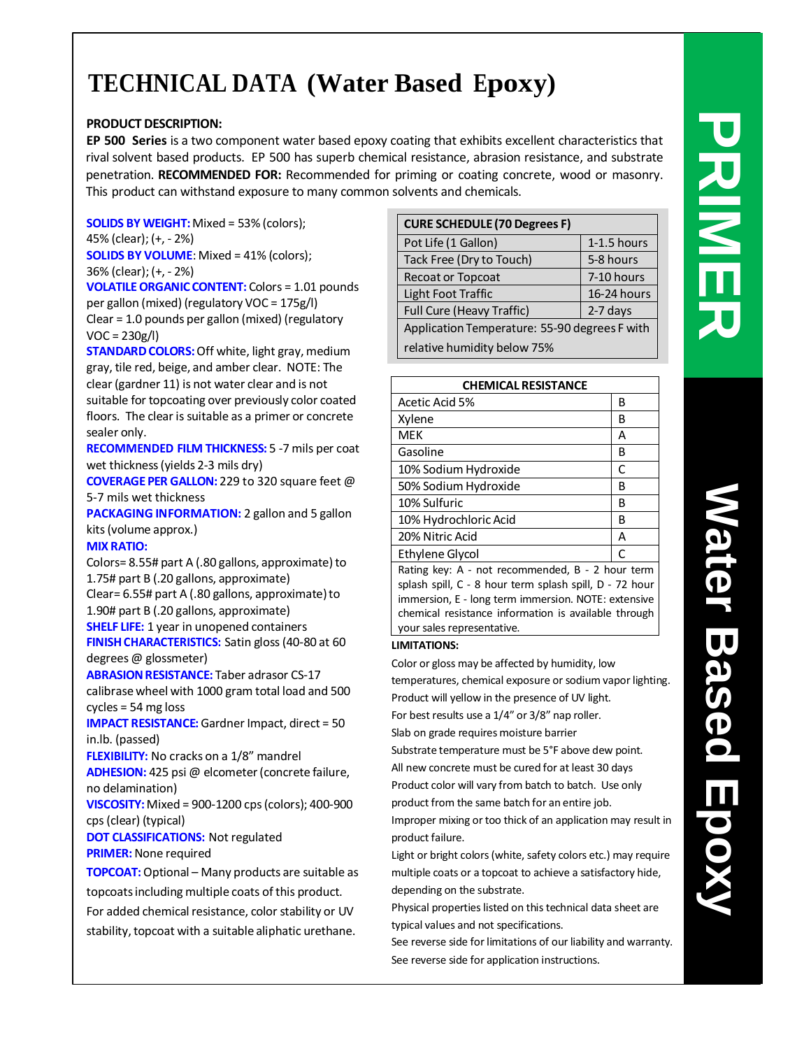# TECHNICAL DATA (Water Based Epoxy)

**PRODUCT DESCRIPTION:**

**EP 500 Series** is a two component water based epoxy coating that exhibits excellent characteristics that rival solvent based products. EP 500 has superb chemical resistance, abrasion resistance, and substrate penetration. **RECOMMENDED FOR:** Recommended for priming or coating concrete, wood or masonry. This product can withstand exposure to many common solvents and chemicals.

**SOLIDS BY WEIGHT:** Mixed = 53% (colors); 45% (clear); (+, - 2%)

**SOLIDS BY VOLUME**: Mixed = 41% (colors); 36% (clear); (+, - 2%)

**VOLATILE ORGANIC CONTENT:** Colors = 1.01 pounds per gallon (mixed) (regulatory VOC = 175g/l) Clear = 1.0 pounds per gallon (mixed) (regulatory VOC = 230g/l)

**STANDARD COLORS:** Off white, light gray, medium gray, tile red, beige, and amber clear. NOTE: The clear (gardner 11) is not water clear and is not suitable for topcoating over previously color coated floors. The clear is suitable as a primer or concrete sealer only.

**RECOMMENDED FILM THICKNESS:** 5 -7 mils per coat wet thickness (yields 2-3 mils dry)

**COVERAGE PER GALLON:** 229 to 320 square feet @ 5-7 mils wet thickness

**PACKAGING INFORMATION:** 2 gallon and 5 gallon kits (volume approx.)

**MIX RATIO:**

Colors= 8.55# part A (.80 gallons, approximate) to 1.75# part B (.20 gallons, approximate)

Clear= 6.55# part A (.80 gallons, approximate) to 1.90# part B (.20 gallons, approximate)

**SHELF LIFE:** 1 year in unopened containers

**FINISH CHARACTERISTICS:** Satin gloss (40-80 at 60 degrees @ glossmeter)

**ABRASION RESISTANCE:** Taber adrasor CS-17 calibrase wheel with 1000 gram total load and 500 cycles = 54 mg loss

**IMPACT RESISTANCE:** Gardner Impact, direct = 50 in.lb. (passed)

**FLEXIBILITY:** No cracks on a 1/8" mandrel

**ADHESION:** 425 psi @ elcometer (concrete failure, no delamination)

**VISCOSITY:** Mixed = 900-1200 cps (colors); 400-900 cps (clear) (typical)

**DOT CLASSIFICATIONS:** Not regulated

**PRIMER:** None required

**TOPCOAT:** Optional – Many products are suitable as topcoats including multiple coats of this product. For added chemical resistance, color stability or UV stability, topcoat with a suitable aliphatic urethane.

| CURE SCHEDULE (70 Degrees F) | |
|---|---|
| Pot Life (1 Gallon) | 1-1.5 hours |
| Tack Free (Dry to Touch) | 5-8 hours |
| Recoat or Topcoat | 7-10 hours |
| Light Foot Traffic | 16-24 hours |
| Full Cure (Heavy Traffic) | 2-7 days |
| Application Temperature: 55-90 degrees F with relative humidity below 75% | |

| CHEMICAL RESISTANCE | |
|---|---|
| Acetic Acid 5% | B |
| Xylene | B |
| MEK | A |
| Gasoline | B |
| 10% Sodium Hydroxide | C |
| 50% Sodium Hydroxide | B |
| 10% Sulfuric | B |
| 10% Hydrochloric Acid | B |
| 20% Nitric Acid | A |
| Ethylene Glycol | C |

Rating key: A - not recommended, B - 2 hour term splash spill, C - 8 hour term splash spill, D - 72 hour immersion, E - long term immersion. NOTE: extensive chemical resistance information is available through your sales representative.

**LIMITATIONS:**

Color or gloss may be affected by humidity, low temperatures, chemical exposure or sodium vapor lighting.

Product will yellow in the presence of UV light.

For best results use a 1/4" or 3/8" nap roller.

Slab on grade requires moisture barrier

Substrate temperature must be 5°F above dew point.

All new concrete must be cured for at least 30 days

Product color will vary from batch to batch. Use only product from the same batch for an entire job.

Improper mixing or too thick of an application may result in product failure.

Light or bright colors (white, safety colors etc.) may require multiple coats or a topcoat to achieve a satisfactory hide, depending on the substrate.

Physical properties listed on this technical data sheet are typical values and not specifications.

See reverse side for limitations of our liability and warranty.

See reverse side for application instructions.

PRIMER

Water Based Epoxy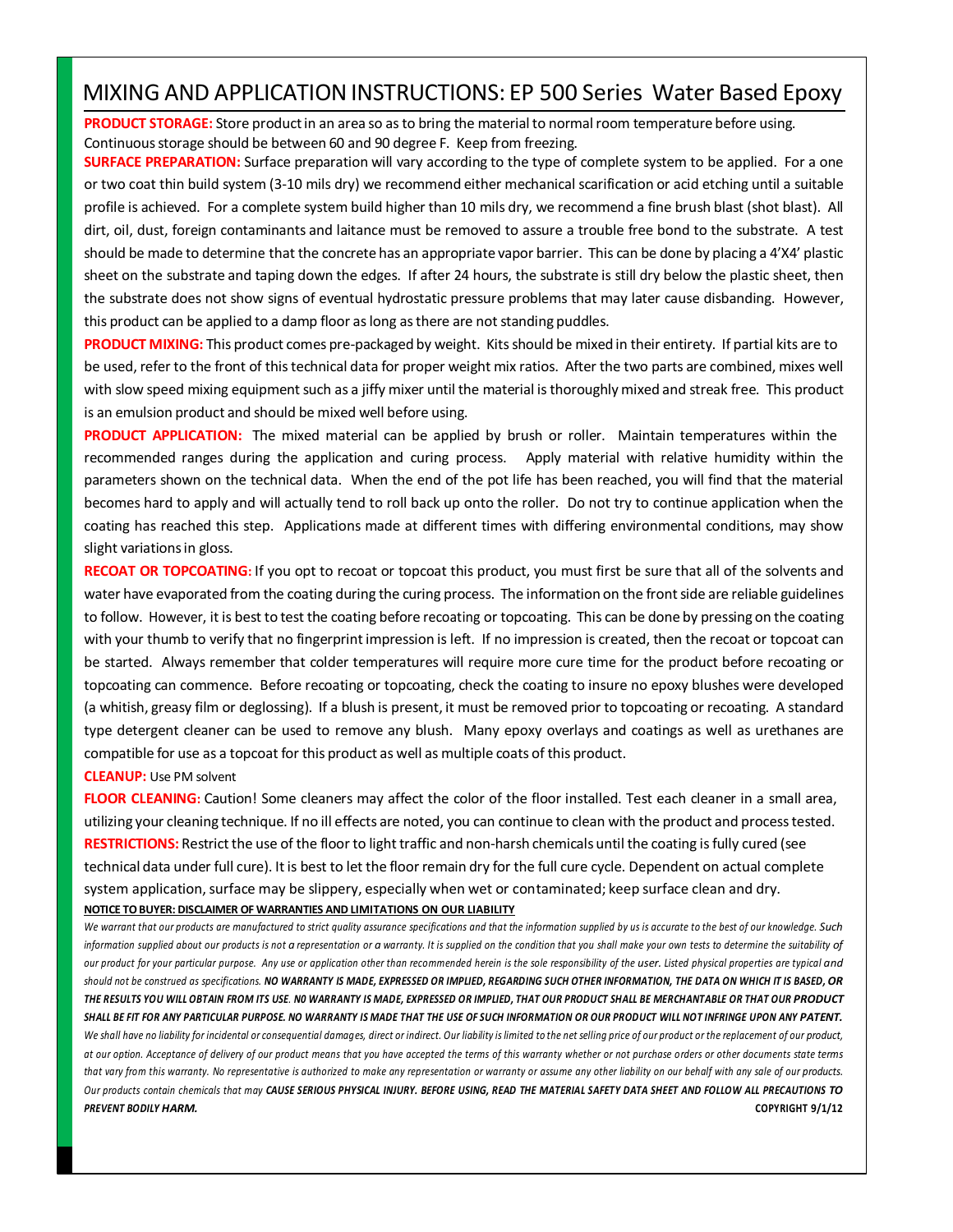# MIXING AND APPLICATION INSTRUCTIONS: EP 500 Series Water Based Epoxy

**PRODUCT STORAGE:** Store product in an area so as to bring the material to normal room temperature before using. Continuous storage should be between 60 and 90 degree F. Keep from freezing.

**SURFACE PREPARATION:** Surface preparation will vary according to the type of complete system to be applied. For a one or two coat thin build system (3-10 mils dry) we recommend either mechanical scarification or acid etching until a suitable profile is achieved. For a complete system build higher than 10 mils dry, we recommend a fine brush blast (shot blast). All dirt, oil, dust, foreign contaminants and laitance must be removed to assure a trouble free bond to the substrate. A test should be made to determine that the concrete has an appropriate vapor barrier. This can be done by placing a 4'X4' plastic sheet on the substrate and taping down the edges. If after 24 hours, the substrate is still dry below the plastic sheet, then the substrate does not show signs of eventual hydrostatic pressure problems that may later cause disbanding. However, this product can be applied to a damp floor as long as there are not standing puddles.

**PRODUCT MIXING:** This product comes pre-packaged by weight. Kits should be mixed in their entirety. If partial kits are to be used, refer to the front of this technical data for proper weight mix ratios. After the two parts are combined, mixes well with slow speed mixing equipment such as a jiffy mixer until the material is thoroughly mixed and streak free. This product is an emulsion product and should be mixed well before using.

**PRODUCT APPLICATION:** The mixed material can be applied by brush or roller. Maintain temperatures within the recommended ranges during the application and curing process. Apply material with relative humidity within the parameters shown on the technical data. When the end of the pot life has been reached, you will find that the material becomes hard to apply and will actually tend to roll back up onto the roller. Do not try to continue application when the coating has reached this step. Applications made at different times with differing environmental conditions, may show slight variations in gloss.

**RECOAT OR TOPCOATING:** If you opt to recoat or topcoat this product, you must first be sure that all of the solvents and water have evaporated from the coating during the curing process. The information on the front side are reliable guidelines to follow. However, it is best to test the coating before recoating or topcoating. This can be done by pressing on the coating with your thumb to verify that no fingerprint impression is left. If no impression is created, then the recoat or topcoat can be started. Always remember that colder temperatures will require more cure time for the product before recoating or topcoating can commence. Before recoating or topcoating, check the coating to insure no epoxy blushes were developed (a whitish, greasy film or deglossing). If a blush is present, it must be removed prior to topcoating or recoating. A standard type detergent cleaner can be used to remove any blush. Many epoxy overlays and coatings as well as urethanes are compatible for use as a topcoat for this product as well as multiple coats of this product.

**CLEANUP:** Use PM solvent

**FLOOR CLEANING:** Caution! Some cleaners may affect the color of the floor installed. Test each cleaner in a small area, utilizing your cleaning technique. If no ill effects are noted, you can continue to clean with the product and process tested.

**RESTRICTIONS:** Restrict the use of the floor to light traffic and non-harsh chemicals until the coating is fully cured (see technical data under full cure). It is best to let the floor remain dry for the full cure cycle. Dependent on actual complete system application, surface may be slippery, especially when wet or contaminated; keep surface clean and dry.

**NOTICE TO BUYER: DISCLAIMER OF WARRANTIES AND LIMITATIONS ON OUR LIABILITY**

*We warrant that our products are manufactured to strict quality assurance specifications and that the information supplied by us is accurate to the best of our knowledge. Such information supplied about our products is not a representation or a warranty. It is supplied on the condition that you shall make your own tests to determine the suitability of our product for your particular purpose. Any use or application other than recommended herein is the sole responsibility of the user. Listed physical properties are typical and should not be construed as specifications.* ***NO WARRANTY IS MADE, EXPRESSED OR IMPLIED, REGARDING SUCH OTHER INFORMATION, THE DATA ON WHICH IT IS BASED, OR THE RESULTS YOU WILL OBTAIN FROM ITS USE. N0 WARRANTY IS MADE, EXPRESSED OR IMPLIED, THAT OUR PRODUCT SHALL BE MERCHANTABLE OR THAT OUR PRODUCT SHALL BE FIT FOR ANY PARTICULAR PURPOSE. NO WARRANTY IS MADE THAT THE USE OF SUCH INFORMATION OR OUR PRODUCT WILL NOT INFRINGE UPON ANY PATENT.*** *We shall have no liability for incidental or consequential damages, direct or indirect. Our liability is limited to the net selling price of our product or the replacement of our product, at our option. Acceptance of delivery of our product means that you have accepted the terms of this warranty whether or not purchase orders or other documents state terms that vary from this warranty. No representative is authorized to make any representation or warranty or assume any other liability on our behalf with any sale of our products. Our products contain chemicals that may* ***CAUSE SERIOUS PHYSICAL INJURY. BEFORE USING, READ THE MATERIAL SAFETY DATA SHEET AND FOLLOW ALL PRECAUTIONS TO PREVENT BODILY HARM.***

**COPYRIGHT 9/1/12**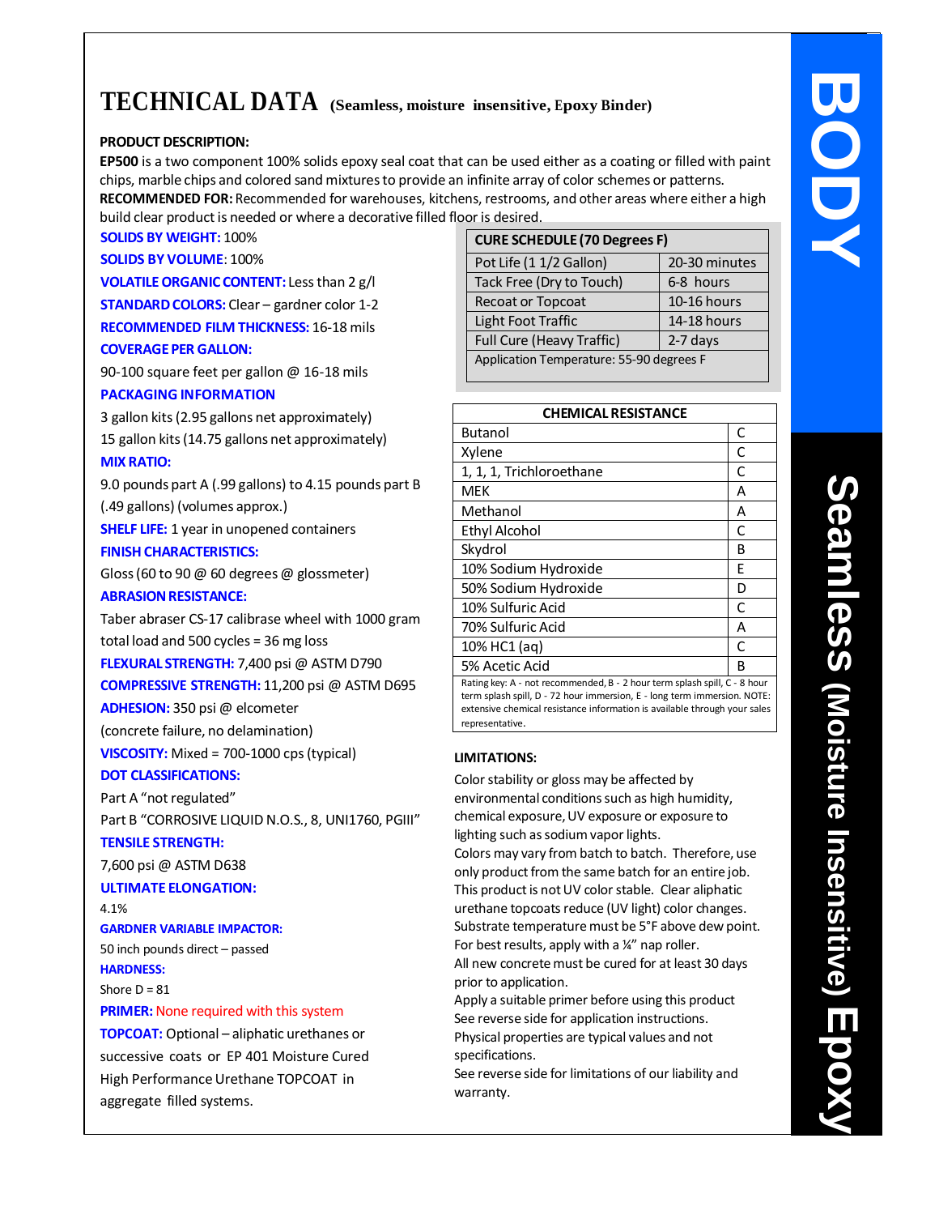# TECHNICAL DATA (Seamless, moisture insensitive, Epoxy Binder)

**PRODUCT DESCRIPTION:**

**EP500** is a two component 100% solids epoxy seal coat that can be used either as a coating or filled with paint chips, marble chips and colored sand mixtures to provide an infinite array of color schemes or patterns.

**RECOMMENDED FOR:** Recommended for warehouses, kitchens, restrooms, and other areas where either a high build clear product is needed or where a decorative filled floor is desired.

**SOLIDS BY WEIGHT:** 100%

**SOLIDS BY VOLUME**: 100%

**VOLATILE ORGANIC CONTENT:** Less than 2 g/l

**STANDARD COLORS:** Clear – gardner color 1-2

**RECOMMENDED FILM THICKNESS:** 16-18 mils

**COVERAGE PER GALLON:**

90-100 square feet per gallon @ 16-18 mils

**PACKAGING INFORMATION**

3 gallon kits (2.95 gallons net approximately)

15 gallon kits (14.75 gallons net approximately)

**MIX RATIO:**

9.0 pounds part A (.99 gallons) to 4.15 pounds part B (.49 gallons) (volumes approx.)

**SHELF LIFE:** 1 year in unopened containers

**FINISH CHARACTERISTICS:**

Gloss (60 to 90 @ 60 degrees @ glossmeter)

**ABRASION RESISTANCE:**

Taber abraser CS-17 calibrase wheel with 1000 gram total load and 500 cycles = 36 mg loss

**FLEXURAL STRENGTH:** 7,400 psi @ ASTM D790

**COMPRESSIVE STRENGTH:** 11,200 psi @ ASTM D695

**ADHESION:** 350 psi @ elcometer (concrete failure, no delamination)

**VISCOSITY:** Mixed = 700-1000 cps (typical)

**DOT CLASSIFICATIONS:**

Part A "not regulated"

Part B "CORROSIVE LIQUID N.O.S., 8, UNI1760, PGIII"

**TENSILE STRENGTH:**

7,600 psi @ ASTM D638

**ULTIMATE ELONGATION:**

4.1%

**GARDNER VARIABLE IMPACTOR:**

50 inch pounds direct – passed

**HARDNESS:**

Shore D = 81

**PRIMER:** None required with this system

**TOPCOAT:** Optional – aliphatic urethanes or successive coats or EP 401 Moisture Cured High Performance Urethane TOPCOAT in aggregate filled systems.

| CURE SCHEDULE (70 Degrees F) | |
|---|---|
| Pot Life (1 1/2 Gallon) | 20-30 minutes |
| Tack Free (Dry to Touch) | 6-8 hours |
| Recoat or Topcoat | 10-16 hours |
| Light Foot Traffic | 14-18 hours |
| Full Cure (Heavy Traffic) | 2-7 days |
| Application Temperature: 55-90 degrees F | |

| CHEMICAL RESISTANCE | |
|---|---|
| Butanol | C |
| Xylene | C |
| 1, 1, 1, Trichloroethane | C |
| MEK | A |
| Methanol | A |
| Ethyl Alcohol | C |
| Skydrol | B |
| 10% Sodium Hydroxide | E |
| 50% Sodium Hydroxide | D |
| 10% Sulfuric Acid | C |
| 70% Sulfuric Acid | A |
| 10% HC1 (aq) | C |
| 5% Acetic Acid | B |

Rating key: A - not recommended, B - 2 hour term splash spill, C - 8 hour term splash spill, D - 72 hour immersion, E - long term immersion. NOTE: extensive chemical resistance information is available through your sales representative.

**LIMITATIONS:**

Color stability or gloss may be affected by environmental conditions such as high humidity, chemical exposure, UV exposure or exposure to lighting such as sodium vapor lights.

Colors may vary from batch to batch. Therefore, use only product from the same batch for an entire job.

This product is not UV color stable. Clear aliphatic urethane topcoats reduce (UV light) color changes.

Substrate temperature must be 5°F above dew point.

For best results, apply with a ¼" nap roller.

All new concrete must be cured for at least 30 days prior to application.

Apply a suitable primer before using this product

See reverse side for application instructions.

Physical properties are typical values and not specifications.

See reverse side for limitations of our liability and warranty.

BODY

Seamless (Moisture Insensitive) Epoxy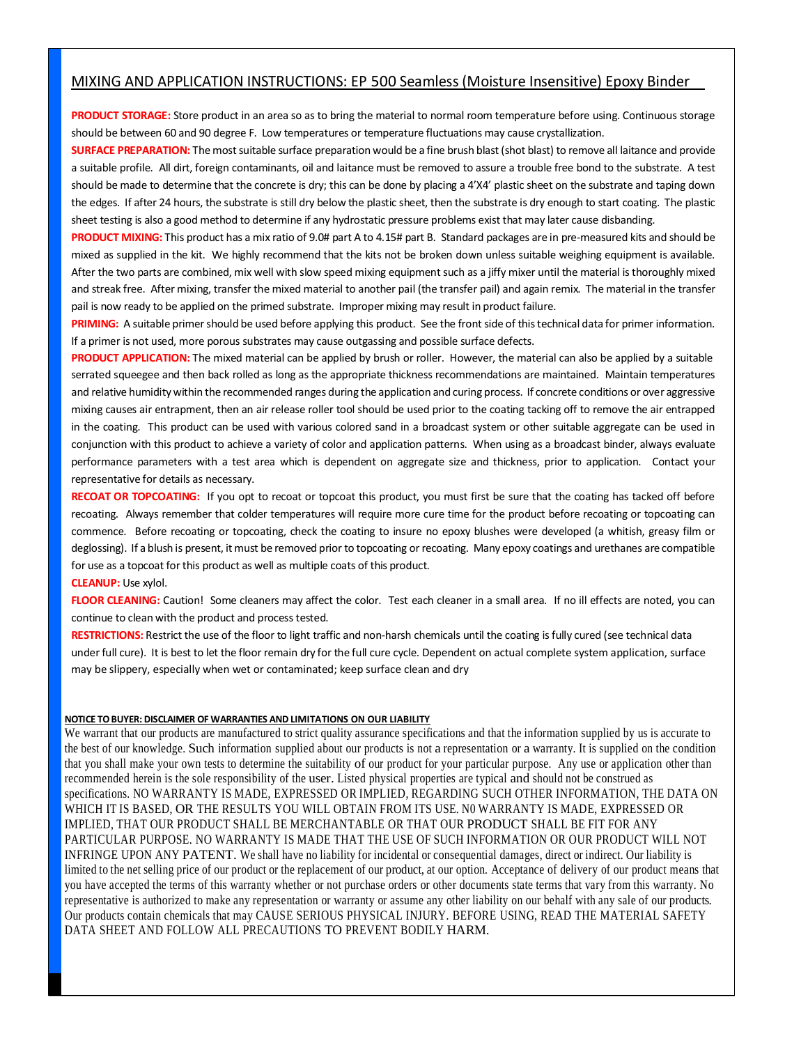## MIXING AND APPLICATION INSTRUCTIONS: EP 500 Seamless (Moisture Insensitive) Epoxy Binder

**PRODUCT STORAGE:** Store product in an area so as to bring the material to normal room temperature before using. Continuous storage should be between 60 and 90 degree F. Low temperatures or temperature fluctuations may cause crystallization.

**SURFACE PREPARATION:** The most suitable surface preparation would be a fine brush blast (shot blast) to remove all laitance and provide a suitable profile. All dirt, foreign contaminants, oil and laitance must be removed to assure a trouble free bond to the substrate. A test should be made to determine that the concrete is dry; this can be done by placing a 4'X4' plastic sheet on the substrate and taping down the edges. If after 24 hours, the substrate is still dry below the plastic sheet, then the substrate is dry enough to start coating. The plastic sheet testing is also a good method to determine if any hydrostatic pressure problems exist that may later cause disbanding.

**PRODUCT MIXING:** This product has a mix ratio of 9.0# part A to 4.15# part B. Standard packages are in pre-measured kits and should be mixed as supplied in the kit. We highly recommend that the kits not be broken down unless suitable weighing equipment is available. After the two parts are combined, mix well with slow speed mixing equipment such as a jiffy mixer until the material is thoroughly mixed and streak free. After mixing, transfer the mixed material to another pail (the transfer pail) and again remix. The material in the transfer pail is now ready to be applied on the primed substrate. Improper mixing may result in product failure.

**PRIMING:** A suitable primer should be used before applying this product. See the front side of this technical data for primer information. If a primer is not used, more porous substrates may cause outgassing and possible surface defects.

**PRODUCT APPLICATION:** The mixed material can be applied by brush or roller. However, the material can also be applied by a suitable serrated squeegee and then back rolled as long as the appropriate thickness recommendations are maintained. Maintain temperatures and relative humidity within the recommended ranges during the application and curing process. If concrete conditions or over aggressive mixing causes air entrapment, then an air release roller tool should be used prior to the coating tacking off to remove the air entrapped in the coating. This product can be used with various colored sand in a broadcast system or other suitable aggregate can be used in conjunction with this product to achieve a variety of color and application patterns. When using as a broadcast binder, always evaluate performance parameters with a test area which is dependent on aggregate size and thickness, prior to application. Contact your representative for details as necessary.

**RECOAT OR TOPCOATING:** If you opt to recoat or topcoat this product, you must first be sure that the coating has tacked off before recoating. Always remember that colder temperatures will require more cure time for the product before recoating or topcoating can commence. Before recoating or topcoating, check the coating to insure no epoxy blushes were developed (a whitish, greasy film or deglossing). If a blush is present, it must be removed prior to topcoating or recoating. Many epoxy coatings and urethanes are compatible for use as a topcoat for this product as well as multiple coats of this product.

**CLEANUP:** Use xylol.

**FLOOR CLEANING:** Caution! Some cleaners may affect the color. Test each cleaner in a small area. If no ill effects are noted, you can continue to clean with the product and process tested.

**RESTRICTIONS:** Restrict the use of the floor to light traffic and non-harsh chemicals until the coating is fully cured (see technical data under full cure). It is best to let the floor remain dry for the full cure cycle. Dependent on actual complete system application, surface may be slippery, especially when wet or contaminated; keep surface clean and dry

**NOTICE TO BUYER: DISCLAIMER OF WARRANTIES AND LIMITATIONS ON OUR LIABILITY**

We warrant that our products are manufactured to strict quality assurance specifications and that the information supplied by us is accurate to the best of our knowledge. Such information supplied about our products is not a representation or a warranty. It is supplied on the condition that you shall make your own tests to determine the suitability of our product for your particular purpose. Any use or application other than recommended herein is the sole responsibility of the user. Listed physical properties are typical and should not be construed as specifications. NO WARRANTY IS MADE, EXPRESSED OR IMPLIED, REGARDING SUCH OTHER INFORMATION, THE DATA ON WHICH IT IS BASED, OR THE RESULTS YOU WILL OBTAIN FROM ITS USE. N0 WARRANTY IS MADE, EXPRESSED OR IMPLIED, THAT OUR PRODUCT SHALL BE MERCHANTABLE OR THAT OUR PRODUCT SHALL BE FIT FOR ANY PARTICULAR PURPOSE. NO WARRANTY IS MADE THAT THE USE OF SUCH INFORMATION OR OUR PRODUCT WILL NOT INFRINGE UPON ANY PATENT. We shall have no liability for incidental or consequential damages, direct or indirect. Our liability is limited to the net selling price of our product or the replacement of our product, at our option. Acceptance of delivery of our product means that you have accepted the terms of this warranty whether or not purchase orders or other documents state terms that vary from this warranty. No representative is authorized to make any representation or warranty or assume any other liability on our behalf with any sale of our products. Our products contain chemicals that may CAUSE SERIOUS PHYSICAL INJURY. BEFORE USING, READ THE MATERIAL SAFETY DATA SHEET AND FOLLOW ALL PRECAUTIONS TO PREVENT BODILY HARM.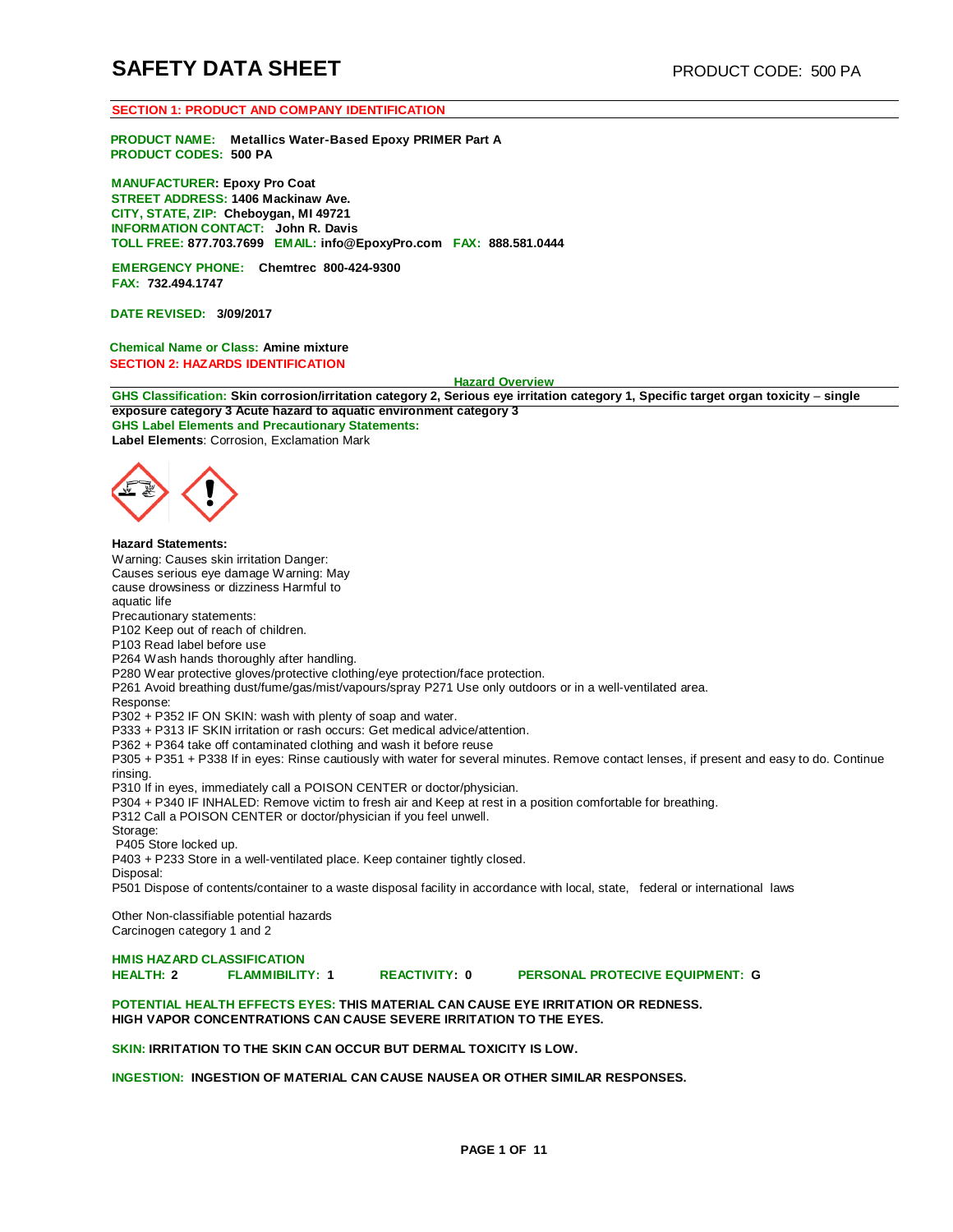# SAFETY DATA SHEET

PRODUCT CODE: 500 PA

## SECTION 1: PRODUCT AND COMPANY IDENTIFICATION

**PRODUCT NAME:** **Metallics Water-Based Epoxy PRIMER Part A**
**PRODUCT CODES:** **500 PA**

**MANUFACTURER:** **Epoxy Pro Coat**
**STREET ADDRESS:** **1406 Mackinaw Ave.**
**CITY, STATE, ZIP:** **Cheboygan, MI 49721**
**INFORMATION CONTACT:** **John R. Davis**
**TOLL FREE:** **877.703.7699** **EMAIL:** **info@EpoxyPro.com** **FAX:** **888.581.0444**

**EMERGENCY PHONE:** **Chemtrec 800-424-9300**
**FAX:** **732.494.1747**

**DATE REVISED:** **3/09/2017**

**Chemical Name or Class:** **Amine mixture**

## SECTION 2: HAZARDS IDENTIFICATION

**Hazard Overview**

**GHS Classification:** **Skin corrosion/irritation category 2, Serious eye irritation category 1, Specific target organ toxicity – single exposure category 3 Acute hazard to aquatic environment category 3**

**GHS Label Elements and Precautionary Statements:**

**Label Elements**: Corrosion, Exclamation Mark

**Hazard Statements:**

Warning: Causes skin irritation Danger:
Causes serious eye damage Warning: May
cause drowsiness or dizziness Harmful to
aquatic life

Precautionary statements:
P102 Keep out of reach of children.
P103 Read label before use
P264 Wash hands thoroughly after handling.
P280 Wear protective gloves/protective clothing/eye protection/face protection.
P261 Avoid breathing dust/fume/gas/mist/vapours/spray P271 Use only outdoors or in a well-ventilated area.

Response:
P302 + P352 IF ON SKIN: wash with plenty of soap and water.
P333 + P313 IF SKIN irritation or rash occurs: Get medical advice/attention.
P362 + P364 take off contaminated clothing and wash it before reuse
P305 + P351 + P338 If in eyes: Rinse cautiously with water for several minutes. Remove contact lenses, if present and easy to do. Continue rinsing.
P310 If in eyes, immediately call a POISON CENTER or doctor/physician.
P304 + P340 IF INHALED: Remove victim to fresh air and Keep at rest in a position comfortable for breathing.
P312 Call a POISON CENTER or doctor/physician if you feel unwell.

Storage:
P405 Store locked up.
P403 + P233 Store in a well-ventilated place. Keep container tightly closed.

Disposal:
P501 Dispose of contents/container to a waste disposal facility in accordance with local, state, federal or international laws

Other Non-classifiable potential hazards
Carcinogen category 1 and 2

**HMIS HAZARD CLASSIFICATION**

**HEALTH: 2** **FLAMMIBILITY: 1** **REACTIVITY: 0** **PERSONAL PROTECIVE EQUIPMENT: G**

**POTENTIAL HEALTH EFFECTS EYES:** **THIS MATERIAL CAN CAUSE EYE IRRITATION OR REDNESS. HIGH VAPOR CONCENTRATIONS CAN CAUSE SEVERE IRRITATION TO THE EYES.**

**SKIN:** **IRRITATION TO THE SKIN CAN OCCUR BUT DERMAL TOXICITY IS LOW.**

**INGESTION:** **INGESTION OF MATERIAL CAN CAUSE NAUSEA OR OTHER SIMILAR RESPONSES.**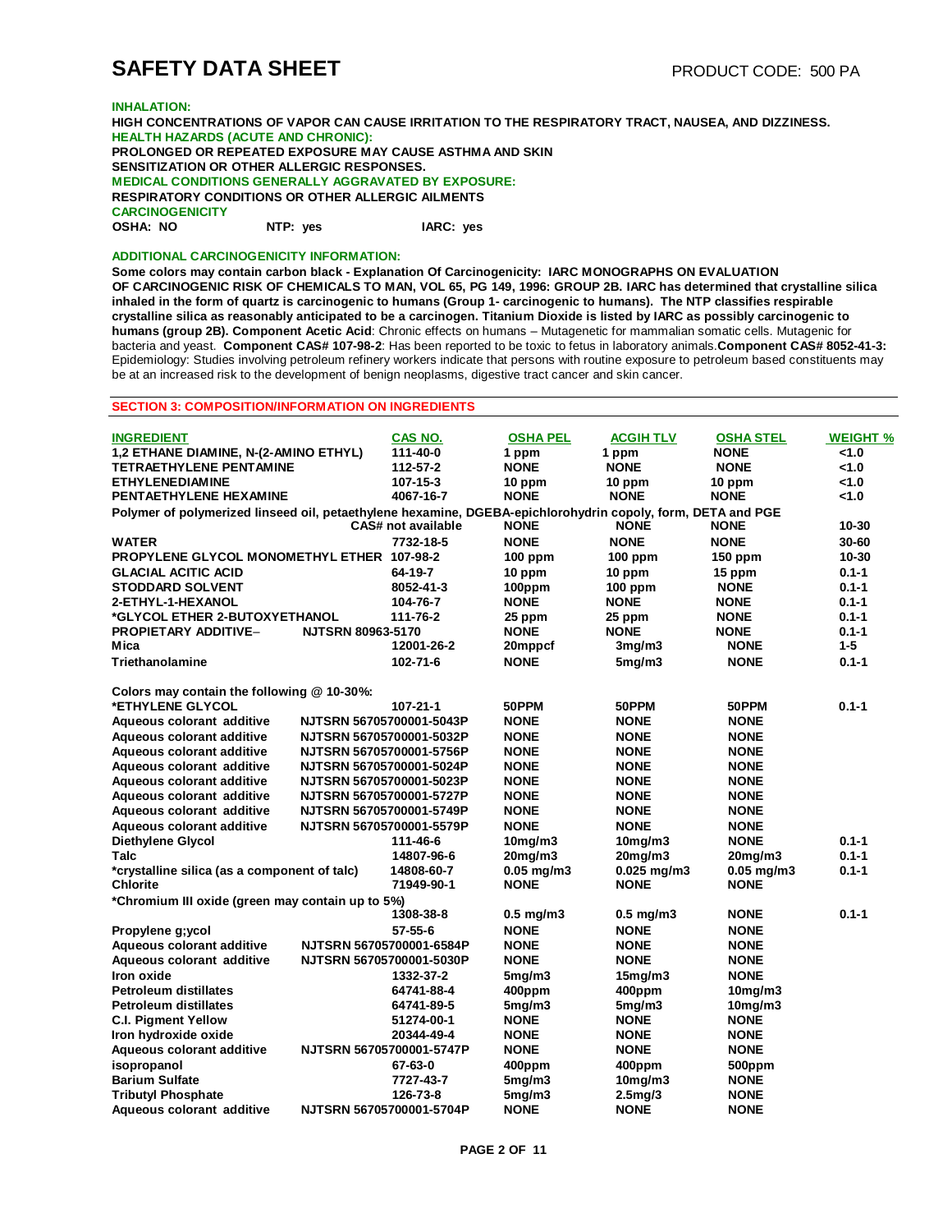# SAFETY DATA SHEET

PRODUCT CODE: 500 PA

**INHALATION:**

**HIGH CONCENTRATIONS OF VAPOR CAN CAUSE IRRITATION TO THE RESPIRATORY TRACT, NAUSEA, AND DIZZINESS.**

**HEALTH HAZARDS (ACUTE AND CHRONIC):**

**PROLONGED OR REPEATED EXPOSURE MAY CAUSE ASTHMA AND SKIN SENSITIZATION OR OTHER ALLERGIC RESPONSES.**

**MEDICAL CONDITIONS GENERALLY AGGRAVATED BY EXPOSURE:**

**RESPIRATORY CONDITIONS OR OTHER ALLERGIC AILMENTS**

**CARCINOGENICITY**

**OSHA: NO NTP: yes IARC: yes**

**ADDITIONAL CARCINOGENICITY INFORMATION:**

**Some colors may contain carbon black - Explanation Of Carcinogenicity: IARC MONOGRAPHS ON EVALUATION OF CARCINOGENIC RISK OF CHEMICALS TO MAN, VOL 65, PG 149, 1996: GROUP 2B. IARC has determined that crystalline silica inhaled in the form of quartz is carcinogenic to humans (Group 1- carcinogenic to humans). The NTP classifies respirable crystalline silica as reasonably anticipated to be a carcinogen. Titanium Dioxide is listed by IARC as possibly carcinogenic to humans (group 2B). Component Acetic Acid**: Chronic effects on humans – Mutagenetic for mammalian somatic cells. Mutagenic for bacteria and yeast. **Component CAS# 107-98-2**: Has been reported to be toxic to fetus in laboratory animals.**Component CAS# 8052-41-3:** Epidemiology: Studies involving petroleum refinery workers indicate that persons with routine exposure to petroleum based constituents may be at an increased risk to the development of benign neoplasms, digestive tract cancer and skin cancer.

## SECTION 3: COMPOSITION/INFORMATION ON INGREDIENTS

| INGREDIENT | CAS NO. | OSHA PEL | ACGIH TLV | OSHA STEL | WEIGHT % |
|---|---|---|---|---|---|
| 1,2 ETHANE DIAMINE, N-(2-AMINO ETHYL) | 111-40-0 | 1 ppm | 1 ppm | NONE | <1.0 |
| TETRAETHYLENE PENTAMINE | 112-57-2 | NONE | NONE | NONE | <1.0 |
| ETHYLENEDIAMINE | 107-15-3 | 10 ppm | 10 ppm | 10 ppm | <1.0 |
| PENTAETHYLENE HEXAMINE | 4067-16-7 | NONE | NONE | NONE | <1.0 |
| Polymer of polymerized linseed oil, petaethylene hexamine, DGEBA-epichlorohydrin copoly, form, DETA and PGE | CAS# not available | NONE | NONE | NONE | 10-30 |
| WATER | 7732-18-5 | NONE | NONE | NONE | 30-60 |
| PROPYLENE GLYCOL MONOMETHYL ETHER | 107-98-2 | 100 ppm | 100 ppm | 150 ppm | 10-30 |
| GLACIAL ACITIC ACID | 64-19-7 | 10 ppm | 10 ppm | 15 ppm | 0.1-1 |
| STODDARD SOLVENT | 8052-41-3 | 100ppm | 100 ppm | NONE | 0.1-1 |
| 2-ETHYL-1-HEXANOL | 104-76-7 | NONE | NONE | NONE | 0.1-1 |
| *GLYCOL ETHER 2-BUTOXYETHANOL | 111-76-2 | 25 ppm | 25 ppm | NONE | 0.1-1 |
| PROPIETARY ADDITIVE– | NJTSRN 80963-5170 | NONE | NONE | NONE | 0.1-1 |
| Mica | 12001-26-2 | 20mppcf | 3mg/m3 | NONE | 1-5 |
| Triethanolamine | 102-71-6 | NONE | 5mg/m3 | NONE | 0.1-1 |
| **Colors may contain the following @ 10-30%:** | | | | | |
| *ETHYLENE GLYCOL | 107-21-1 | 50PPM | 50PPM | 50PPM | 0.1-1 |
| Aqueous colorant additive | NJTSRN 56705700001-5043P | NONE | NONE | NONE | |
| Aqueous colorant additive | NJTSRN 56705700001-5032P | NONE | NONE | NONE | |
| Aqueous colorant additive | NJTSRN 56705700001-5756P | NONE | NONE | NONE | |
| Aqueous colorant additive | NJTSRN 56705700001-5024P | NONE | NONE | NONE | |
| Aqueous colorant additive | NJTSRN 56705700001-5023P | NONE | NONE | NONE | |
| Aqueous colorant additive | NJTSRN 56705700001-5727P | NONE | NONE | NONE | |
| Aqueous colorant additive | NJTSRN 56705700001-5749P | NONE | NONE | NONE | |
| Aqueous colorant additive | NJTSRN 56705700001-5579P | NONE | NONE | NONE | |
| Diethylene Glycol | 111-46-6 | 10mg/m3 | 10mg/m3 | NONE | 0.1-1 |
| Talc | 14807-96-6 | 20mg/m3 | 20mg/m3 | 20mg/m3 | 0.1-1 |
| *crystalline silica (as a component of talc) | 14808-60-7 | 0.05 mg/m3 | 0.025 mg/m3 | 0.05 mg/m3 | 0.1-1 |
| Chlorite | 71949-90-1 | NONE | NONE | NONE | |
| *Chromium III oxide (green may contain up to 5%) | 1308-38-8 | 0.5 mg/m3 | 0.5 mg/m3 | NONE | 0.1-1 |
| Propylene g;ycol | 57-55-6 | NONE | NONE | NONE | |
| Aqueous colorant additive | NJTSRN 56705700001-6584P | NONE | NONE | NONE | |
| Aqueous colorant additive | NJTSRN 56705700001-5030P | NONE | NONE | NONE | |
| Iron oxide | 1332-37-2 | 5mg/m3 | 15mg/m3 | NONE | |
| Petroleum distillates | 64741-88-4 | 400ppm | 400ppm | 10mg/m3 | |
| Petroleum distillates | 64741-89-5 | 5mg/m3 | 5mg/m3 | 10mg/m3 | |
| C.I. Pigment Yellow | 51274-00-1 | NONE | NONE | NONE | |
| Iron hydroxide oxide | 20344-49-4 | NONE | NONE | NONE | |
| Aqueous colorant additive | NJTSRN 56705700001-5747P | NONE | NONE | NONE | |
| isopropanol | 67-63-0 | 400ppm | 400ppm | 500ppm | |
| Barium Sulfate | 7727-43-7 | 5mg/m3 | 10mg/m3 | NONE | |
| Tributyl Phosphate | 126-73-8 | 5mg/m3 | 2.5mg/3 | NONE | |
| Aqueous colorant additive | NJTSRN 56705700001-5704P | NONE | NONE | NONE | |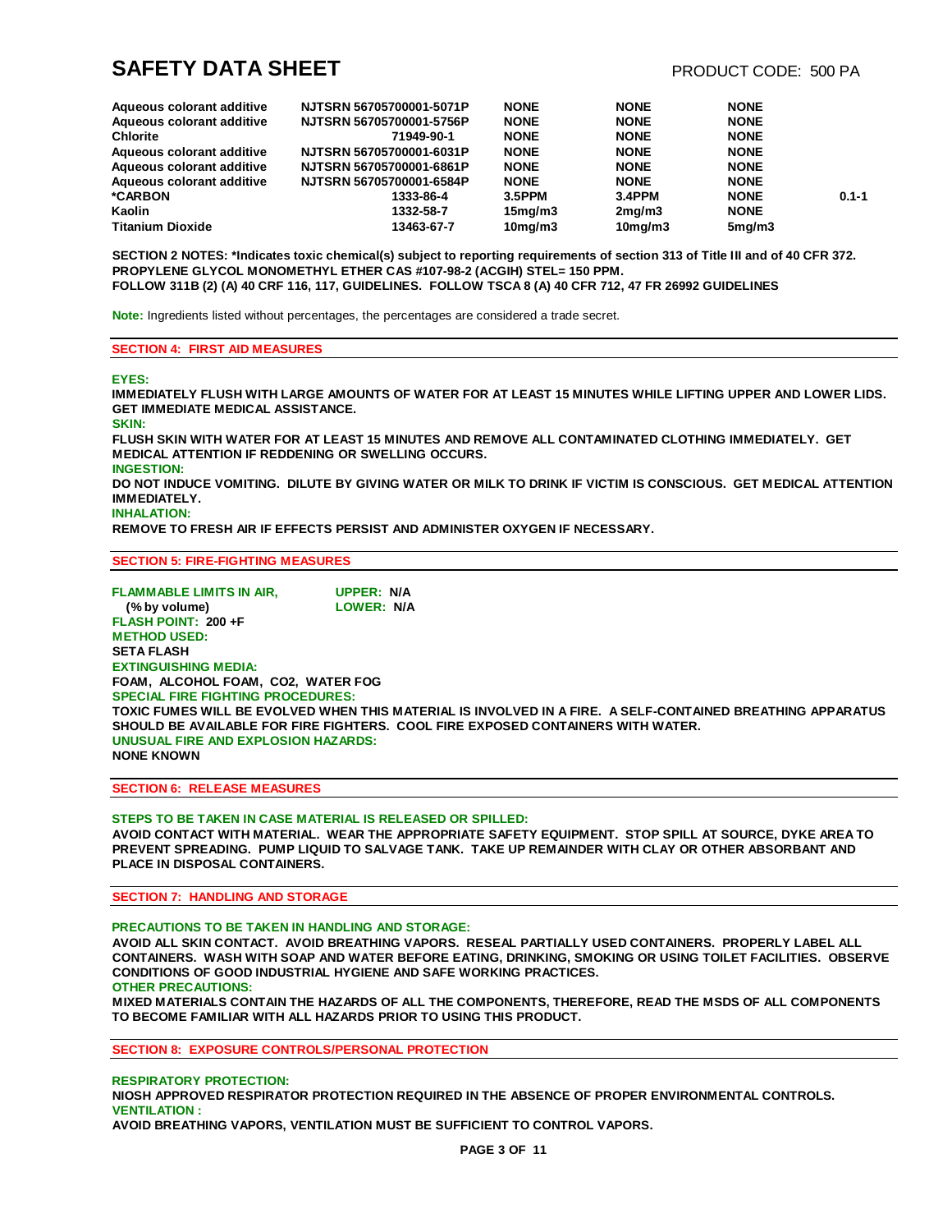# SAFETY DATA SHEET

PRODUCT CODE: 500 PA

| | | | | | |
|---|---|---|---|---|---|
| **Aqueous colorant additive** | **NJTSRN 56705700001-5071P** | **NONE** | **NONE** | **NONE** | |
| **Aqueous colorant additive** | **NJTSRN 56705700001-5756P** | **NONE** | **NONE** | **NONE** | |
| **Chlorite** | **71949-90-1** | **NONE** | **NONE** | **NONE** | |
| **Aqueous colorant additive** | **NJTSRN 56705700001-6031P** | **NONE** | **NONE** | **NONE** | |
| **Aqueous colorant additive** | **NJTSRN 56705700001-6861P** | **NONE** | **NONE** | **NONE** | |
| **Aqueous colorant additive** | **NJTSRN 56705700001-6584P** | **NONE** | **NONE** | **NONE** | |
| ***CARBON** | **1333-86-4** | **3.5PPM** | **3.4PPM** | **NONE** | **0.1-1** |
| **Kaolin** | **1332-58-7** | **15mg/m3** | **2mg/m3** | **NONE** | |
| **Titanium Dioxide** | **13463-67-7** | **10mg/m3** | **10mg/m3** | **5mg/m3** | |

**SECTION 2 NOTES: *Indicates toxic chemical(s) subject to reporting requirements of section 313 of Title III and of 40 CFR 372.**
**PROPYLENE GLYCOL MONOMETHYL ETHER CAS #107-98-2 (ACGIH) STEL= 150 PPM.**
**FOLLOW 311B (2) (A) 40 CRF 116, 117, GUIDELINES. FOLLOW TSCA 8 (A) 40 CFR 712, 47 FR 26992 GUIDELINES**

**Note:** Ingredients listed without percentages, the percentages are considered a trade secret.

## SECTION 4: FIRST AID MEASURES

**EYES:**
**IMMEDIATELY FLUSH WITH LARGE AMOUNTS OF WATER FOR AT LEAST 15 MINUTES WHILE LIFTING UPPER AND LOWER LIDS. GET IMMEDIATE MEDICAL ASSISTANCE.**
**SKIN:**
**FLUSH SKIN WITH WATER FOR AT LEAST 15 MINUTES AND REMOVE ALL CONTAMINATED CLOTHING IMMEDIATELY. GET MEDICAL ATTENTION IF REDDENING OR SWELLING OCCURS.**
**INGESTION:**
**DO NOT INDUCE VOMITING. DILUTE BY GIVING WATER OR MILK TO DRINK IF VICTIM IS CONSCIOUS. GET MEDICAL ATTENTION IMMEDIATELY.**
**INHALATION:**
**REMOVE TO FRESH AIR IF EFFECTS PERSIST AND ADMINISTER OXYGEN IF NECESSARY.**

## SECTION 5: FIRE-FIGHTING MEASURES

**FLAMMABLE LIMITS IN AIR, (% by volume)** **UPPER: N/A** **LOWER: N/A**
**FLASH POINT: 200 +F**
**METHOD USED:**
**SETA FLASH**
**EXTINGUISHING MEDIA:**
**FOAM, ALCOHOL FOAM, CO2, WATER FOG**
**SPECIAL FIRE FIGHTING PROCEDURES:**
**TOXIC FUMES WILL BE EVOLVED WHEN THIS MATERIAL IS INVOLVED IN A FIRE. A SELF-CONTAINED BREATHING APPARATUS SHOULD BE AVAILABLE FOR FIRE FIGHTERS. COOL FIRE EXPOSED CONTAINERS WITH WATER.**
**UNUSUAL FIRE AND EXPLOSION HAZARDS:**
**NONE KNOWN**

## SECTION 6: RELEASE MEASURES

**STEPS TO BE TAKEN IN CASE MATERIAL IS RELEASED OR SPILLED:**
**AVOID CONTACT WITH MATERIAL. WEAR THE APPROPRIATE SAFETY EQUIPMENT. STOP SPILL AT SOURCE, DYKE AREA TO PREVENT SPREADING. PUMP LIQUID TO SALVAGE TANK. TAKE UP REMAINDER WITH CLAY OR OTHER ABSORBANT AND PLACE IN DISPOSAL CONTAINERS.**

## SECTION 7: HANDLING AND STORAGE

**PRECAUTIONS TO BE TAKEN IN HANDLING AND STORAGE:**
**AVOID ALL SKIN CONTACT. AVOID BREATHING VAPORS. RESEAL PARTIALLY USED CONTAINERS. PROPERLY LABEL ALL CONTAINERS. WASH WITH SOAP AND WATER BEFORE EATING, DRINKING, SMOKING OR USING TOILET FACILITIES. OBSERVE CONDITIONS OF GOOD INDUSTRIAL HYGIENE AND SAFE WORKING PRACTICES.**
**OTHER PRECAUTIONS:**
**MIXED MATERIALS CONTAIN THE HAZARDS OF ALL THE COMPONENTS, THEREFORE, READ THE MSDS OF ALL COMPONENTS TO BECOME FAMILIAR WITH ALL HAZARDS PRIOR TO USING THIS PRODUCT.**

## SECTION 8: EXPOSURE CONTROLS/PERSONAL PROTECTION

**RESPIRATORY PROTECTION:**
**NIOSH APPROVED RESPIRATOR PROTECTION REQUIRED IN THE ABSENCE OF PROPER ENVIRONMENTAL CONTROLS.**
**VENTILATION :**
**AVOID BREATHING VAPORS, VENTILATION MUST BE SUFFICIENT TO CONTROL VAPORS.**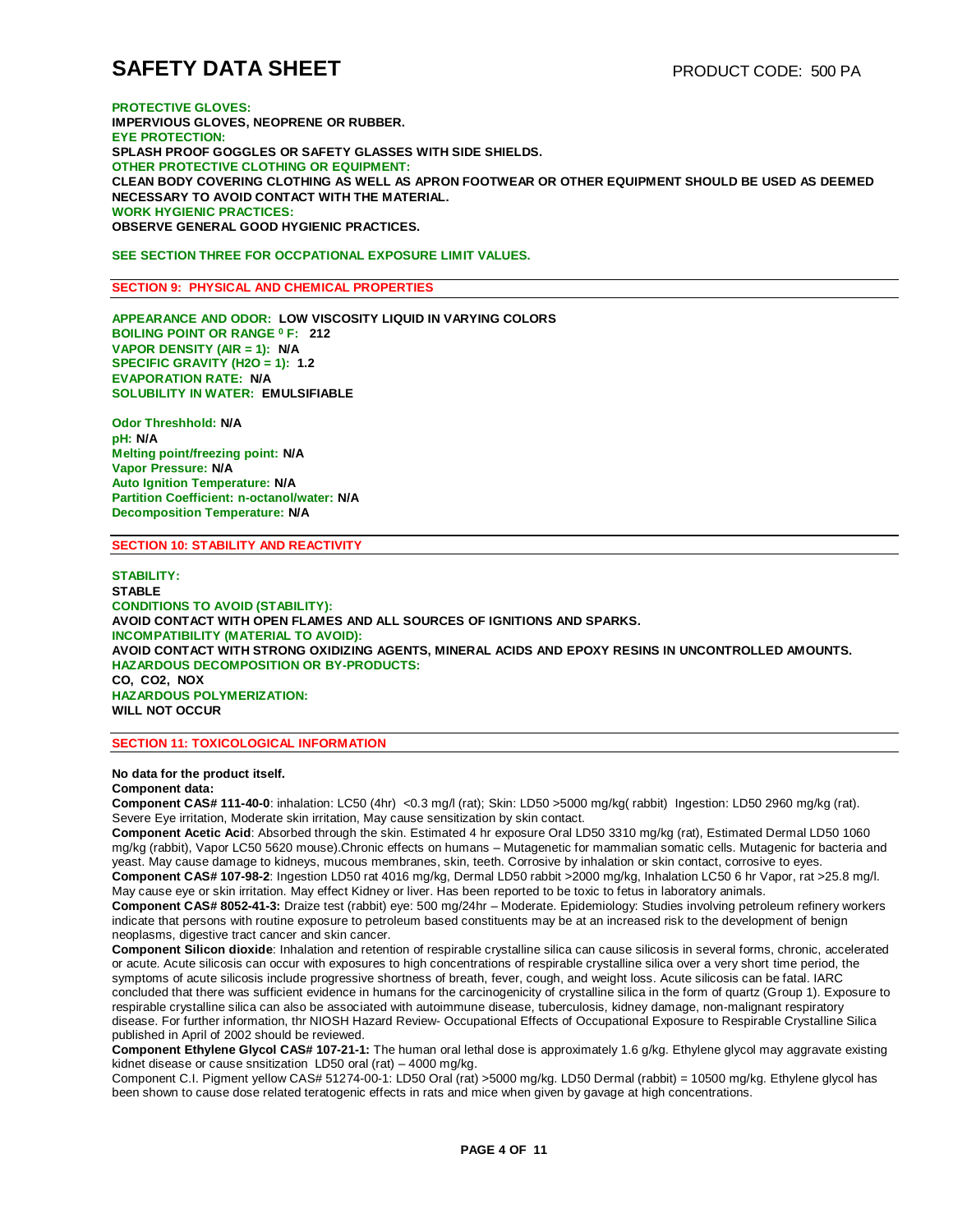**PROTECTIVE GLOVES:**
**IMPERVIOUS GLOVES, NEOPRENE OR RUBBER.**
**EYE PROTECTION:**
**SPLASH PROOF GOGGLES OR SAFETY GLASSES WITH SIDE SHIELDS.**
**OTHER PROTECTIVE CLOTHING OR EQUIPMENT:**
**CLEAN BODY COVERING CLOTHING AS WELL AS APRON FOOTWEAR OR OTHER EQUIPMENT SHOULD BE USED AS DEEMED NECESSARY TO AVOID CONTACT WITH THE MATERIAL.**
**WORK HYGIENIC PRACTICES:**
**OBSERVE GENERAL GOOD HYGIENIC PRACTICES.**

**SEE SECTION THREE FOR OCCPATIONAL EXPOSURE LIMIT VALUES.**

## SECTION 9: PHYSICAL AND CHEMICAL PROPERTIES

**APPEARANCE AND ODOR: LOW VISCOSITY LIQUID IN VARYING COLORS**
**BOILING POINT OR RANGE $^0$ F: 212**
**VAPOR DENSITY (AIR = 1): N/A**
**SPECIFIC GRAVITY (H2O = 1): 1.2**
**EVAPORATION RATE: N/A**
**SOLUBILITY IN WATER: EMULSIFIABLE**

**Odor Threshhold: N/A**
**pH: N/A**
**Melting point/freezing point: N/A**
**Vapor Pressure: N/A**
**Auto Ignition Temperature: N/A**
**Partition Coefficient: n-octanol/water: N/A**
**Decomposition Temperature: N/A**

## SECTION 10: STABILITY AND REACTIVITY

**STABILITY:**
**STABLE**
**CONDITIONS TO AVOID (STABILITY):**
**AVOID CONTACT WITH OPEN FLAMES AND ALL SOURCES OF IGNITIONS AND SPARKS.**
**INCOMPATIBILITY (MATERIAL TO AVOID):**
**AVOID CONTACT WITH STRONG OXIDIZING AGENTS, MINERAL ACIDS AND EPOXY RESINS IN UNCONTROLLED AMOUNTS.**
**HAZARDOUS DECOMPOSITION OR BY-PRODUCTS:**
**CO, CO2, NOX**
**HAZARDOUS POLYMERIZATION:**
**WILL NOT OCCUR**

## SECTION 11: TOXICOLOGICAL INFORMATION

**No data for the product itself.**
**Component data:**
**Component CAS# 111-40-0**: inhalation: LC50 (4hr) <0.3 mg/l (rat); Skin: LD50 >5000 mg/kg( rabbit) Ingestion: LD50 2960 mg/kg (rat). Severe Eye irritation, Moderate skin irritation, May cause sensitization by skin contact.
**Component Acetic Acid**: Absorbed through the skin. Estimated 4 hr exposure Oral LD50 3310 mg/kg (rat), Estimated Dermal LD50 1060 mg/kg (rabbit), Vapor LC50 5620 mouse).Chronic effects on humans – Mutagenetic for mammalian somatic cells. Mutagenic for bacteria and yeast. May cause damage to kidneys, mucous membranes, skin, teeth. Corrosive by inhalation or skin contact, corrosive to eyes.
**Component CAS# 107-98-2**: Ingestion LD50 rat 4016 mg/kg, Dermal LD50 rabbit >2000 mg/kg, Inhalation LC50 6 hr Vapor, rat >25.8 mg/l. May cause eye or skin irritation. May effect Kidney or liver. Has been reported to be toxic to fetus in laboratory animals.
**Component CAS# 8052-41-3:** Draize test (rabbit) eye: 500 mg/24hr – Moderate. Epidemiology: Studies involving petroleum refinery workers indicate that persons with routine exposure to petroleum based constituents may be at an increased risk to the development of benign neoplasms, digestive tract cancer and skin cancer.
**Component Silicon dioxide**: Inhalation and retention of respirable crystalline silica can cause silicosis in several forms, chronic, accelerated or acute. Acute silicosis can occur with exposures to high concentrations of respirable crystalline silica over a very short time period, the symptoms of acute silicosis include progressive shortness of breath, fever, cough, and weight loss. Acute silicosis can be fatal. IARC concluded that there was sufficient evidence in humans for the carcinogenicity of crystalline silica in the form of quartz (Group 1). Exposure to respirable crystalline silica can also be associated with autoimmune disease, tuberculosis, kidney damage, non-malignant respiratory disease. For further information, thr NIOSH Hazard Review- Occupational Effects of Occupational Exposure to Respirable Crystalline Silica published in April of 2002 should be reviewed.
**Component Ethylene Glycol CAS# 107-21-1:** The human oral lethal dose is approximately 1.6 g/kg. Ethylene glycol may aggravate existing kidnet disease or cause snsitization LD50 oral (rat) – 4000 mg/kg.
Component C.I. Pigment yellow CAS# 51274-00-1: LD50 Oral (rat) >5000 mg/kg. LD50 Dermal (rabbit) = 10500 mg/kg. Ethylene glycol has been shown to cause dose related teratogenic effects in rats and mice when given by gavage at high concentrations.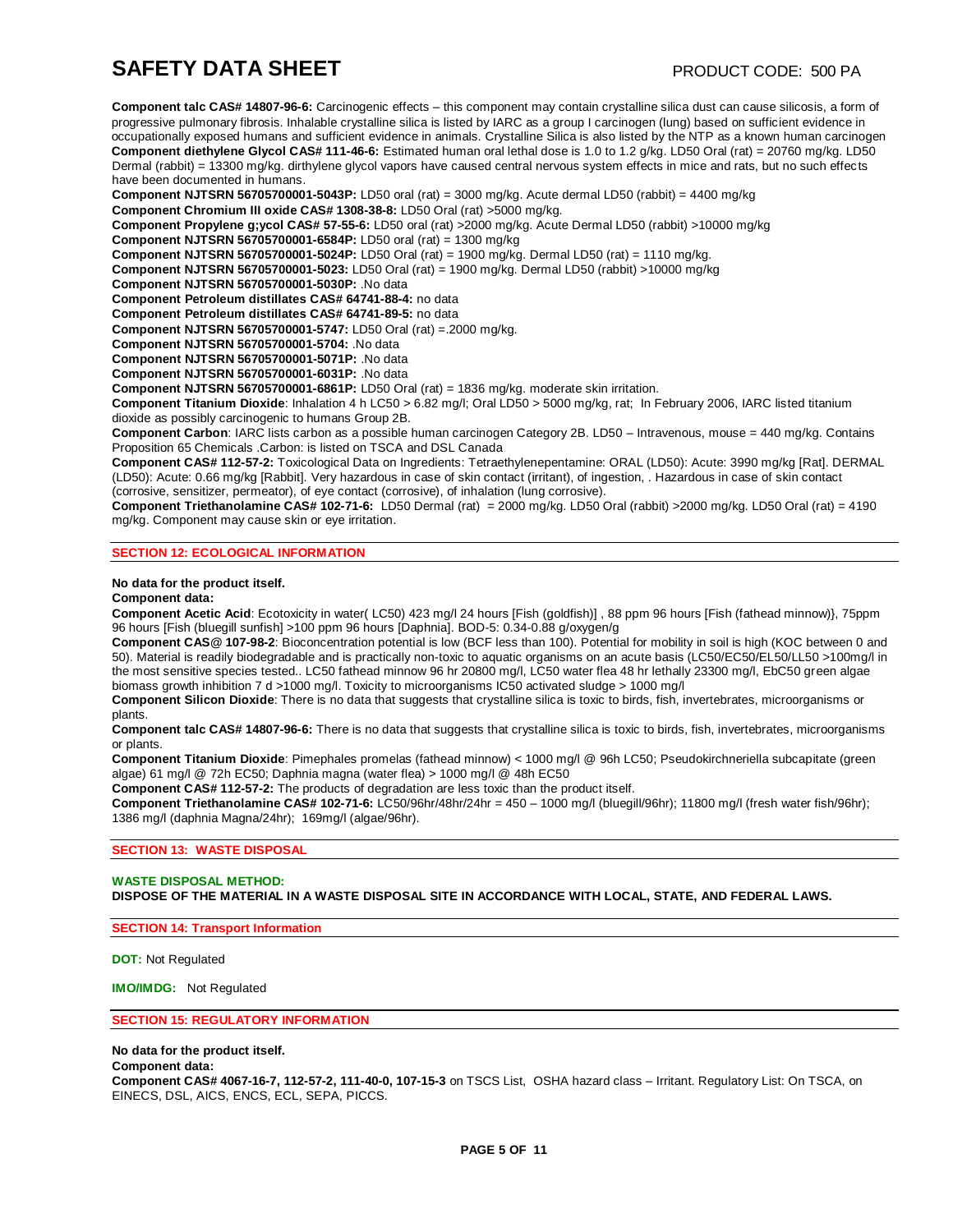**Component talc CAS# 14807-96-6:** Carcinogenic effects – this component may contain crystalline silica dust can cause silicosis, a form of progressive pulmonary fibrosis. Inhalable crystalline silica is listed by IARC as a group I carcinogen (lung) based on sufficient evidence in occupationally exposed humans and sufficient evidence in animals. Crystalline Silica is also listed by the NTP as a known human carcinogen
**Component diethylene Glycol CAS# 111-46-6:** Estimated human oral lethal dose is 1.0 to 1.2 g/kg. LD50 Oral (rat) = 20760 mg/kg. LD50 Dermal (rabbit) = 13300 mg/kg. dirthylene glycol vapors have caused central nervous system effects in mice and rats, but no such effects have been documented in humans.
**Component NJTSRN 56705700001-5043P:** LD50 oral (rat) = 3000 mg/kg. Acute dermal LD50 (rabbit) = 4400 mg/kg
**Component Chromium III oxide CAS# 1308-38-8:** LD50 Oral (rat) >5000 mg/kg.
**Component Propylene g;ycol CAS# 57-55-6:** LD50 oral (rat) >2000 mg/kg. Acute Dermal LD50 (rabbit) >10000 mg/kg
**Component NJTSRN 56705700001-6584P:** LD50 oral (rat) = 1300 mg/kg
**Component NJTSRN 56705700001-5024P:** LD50 Oral (rat) = 1900 mg/kg. Dermal LD50 (rat) = 1110 mg/kg.
**Component NJTSRN 56705700001-5023:** LD50 Oral (rat) = 1900 mg/kg. Dermal LD50 (rabbit) >10000 mg/kg
**Component NJTSRN 56705700001-5030P:** .No data
**Component Petroleum distillates CAS# 64741-88-4:** no data
**Component Petroleum distillates CAS# 64741-89-5:** no data
**Component NJTSRN 56705700001-5747:** LD50 Oral (rat) =.2000 mg/kg.
**Component NJTSRN 56705700001-5704:** .No data
**Component NJTSRN 56705700001-5071P:** .No data
**Component NJTSRN 56705700001-6031P:** .No data
**Component NJTSRN 56705700001-6861P:** LD50 Oral (rat) = 1836 mg/kg. moderate skin irritation.
**Component Titanium Dioxide**: Inhalation 4 h LC50 > 6.82 mg/l; Oral LD50 > 5000 mg/kg, rat; In February 2006, IARC listed titanium dioxide as possibly carcinogenic to humans Group 2B.
**Component Carbon**: IARC lists carbon as a possible human carcinogen Category 2B. LD50 – Intravenous, mouse = 440 mg/kg. Contains Proposition 65 Chemicals .Carbon: is listed on TSCA and DSL Canada
**Component CAS# 112-57-2:** Toxicological Data on Ingredients: Tetraethylenepentamine: ORAL (LD50): Acute: 3990 mg/kg [Rat]. DERMAL (LD50): Acute: 0.66 mg/kg [Rabbit]. Very hazardous in case of skin contact (irritant), of ingestion, . Hazardous in case of skin contact (corrosive, sensitizer, permeator), of eye contact (corrosive), of inhalation (lung corrosive).
**Component Triethanolamine CAS# 102-71-6:** LD50 Dermal (rat) = 2000 mg/kg. LD50 Oral (rabbit) >2000 mg/kg. LD50 Oral (rat) = 4190 mg/kg. Component may cause skin or eye irritation.

## SECTION 12: ECOLOGICAL INFORMATION

**No data for the product itself.**
**Component data:**
**Component Acetic Acid**: Ecotoxicity in water( LC50) 423 mg/l 24 hours [Fish (goldfish)] , 88 ppm 96 hours [Fish (fathead minnow)}, 75ppm 96 hours [Fish (bluegill sunfish] >100 ppm 96 hours [Daphnia]. BOD-5: 0.34-0.88 g/oxygen/g
**Component CAS@ 107-98-2**: Bioconcentration potential is low (BCF less than 100). Potential for mobility in soil is high (KOC between 0 and 50). Material is readily biodegradable and is practically non-toxic to aquatic organisms on an acute basis (LC50/EC50/EL50/LL50 >100mg/l in the most sensitive species tested.. LC50 fathead minnow 96 hr 20800 mg/l, LC50 water flea 48 hr lethally 23300 mg/l, EbC50 green algae biomass growth inhibition 7 d >1000 mg/l. Toxicity to microorganisms IC50 activated sludge > 1000 mg/l
**Component Silicon Dioxide**: There is no data that suggests that crystalline silica is toxic to birds, fish, invertebrates, microorganisms or plants.
**Component talc CAS# 14807-96-6:** There is no data that suggests that crystalline silica is toxic to birds, fish, invertebrates, microorganisms or plants.
**Component Titanium Dioxide**: Pimephales promelas (fathead minnow) < 1000 mg/l @ 96h LC50; Pseudokirchneriella subcapitate (green algae) 61 mg/l @ 72h EC50; Daphnia magna (water flea) > 1000 mg/l @ 48h EC50
**Component CAS# 112-57-2:** The products of degradation are less toxic than the product itself.
**Component Triethanolamine CAS# 102-71-6:** LC50/96hr/48hr/24hr = 450 – 1000 mg/l (bluegill/96hr); 11800 mg/l (fresh water fish/96hr); 1386 mg/l (daphnia Magna/24hr); 169mg/l (algae/96hr).

## SECTION 13: WASTE DISPOSAL

**WASTE DISPOSAL METHOD:**
**DISPOSE OF THE MATERIAL IN A WASTE DISPOSAL SITE IN ACCORDANCE WITH LOCAL, STATE, AND FEDERAL LAWS.**

## SECTION 14: Transport Information

**DOT:** Not Regulated

**IMO/IMDG:** Not Regulated

## SECTION 15: REGULATORY INFORMATION

**No data for the product itself.**
**Component data:**
**Component CAS# 4067-16-7, 112-57-2, 111-40-0, 107-15-3** on TSCS List, OSHA hazard class – Irritant. Regulatory List: On TSCA, on EINECS, DSL, AICS, ENCS, ECL, SEPA, PICCS.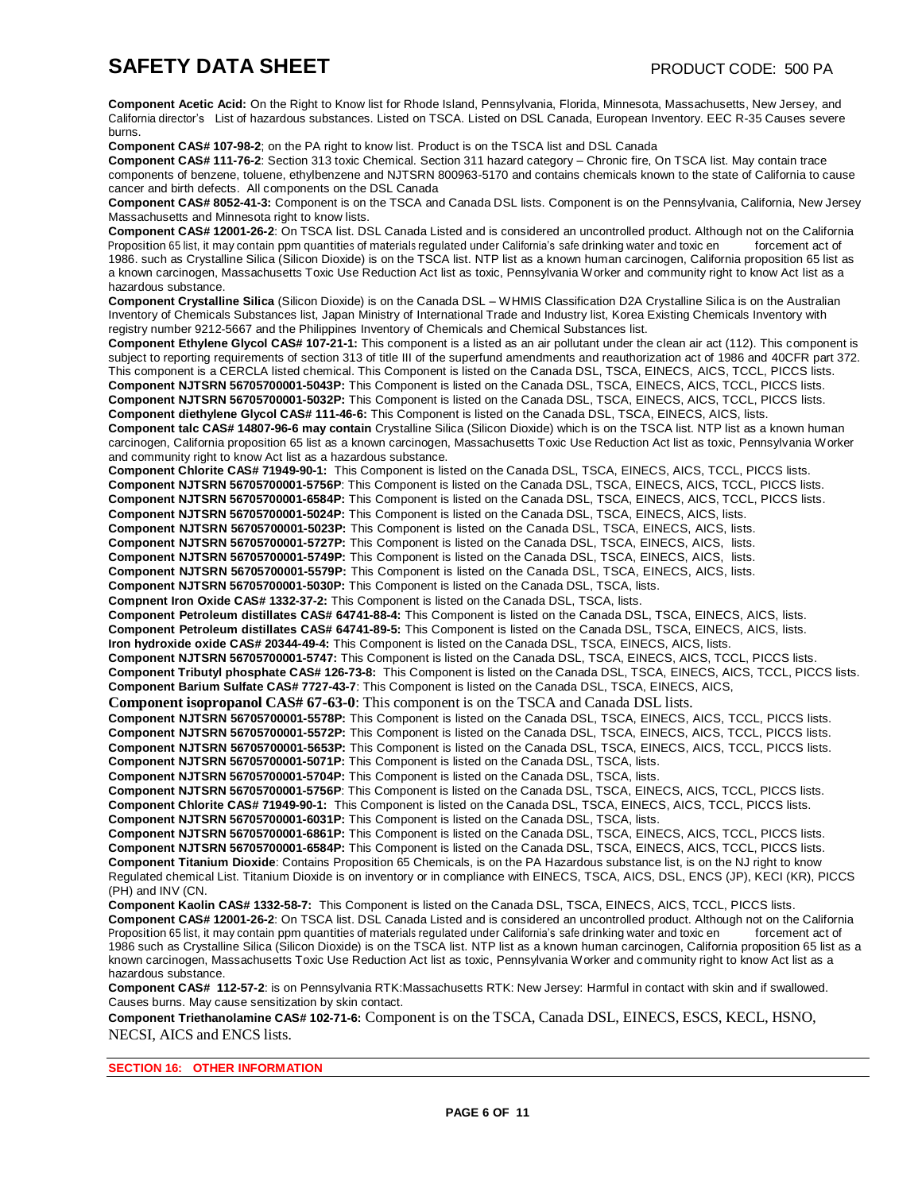**Component Acetic Acid:** On the Right to Know list for Rhode Island, Pennsylvania, Florida, Minnesota, Massachusetts, New Jersey, and California director's List of hazardous substances. Listed on TSCA. Listed on DSL Canada, European Inventory. EEC R-35 Causes severe burns.

**Component CAS# 107-98-2**; on the PA right to know list. Product is on the TSCA list and DSL Canada

**Component CAS# 111-76-2**: Section 313 toxic Chemical. Section 311 hazard category – Chronic fire, On TSCA list. May contain trace components of benzene, toluene, ethylbenzene and NJTSRN 800963-5170 and contains chemicals known to the state of California to cause cancer and birth defects. All components on the DSL Canada

**Component CAS# 8052-41-3:** Component is on the TSCA and Canada DSL lists. Component is on the Pennsylvania, California, New Jersey Massachusetts and Minnesota right to know lists.

**Component CAS# 12001-26-2**: On TSCA list. DSL Canada Listed and is considered an uncontrolled product. Although not on the California Proposition 65 list, it may contain ppm quantities of materials regulated under California's safe drinking water and toxic en forcement act of 1986. such as Crystalline Silica (Silicon Dioxide) is on the TSCA list. NTP list as a known human carcinogen, California proposition 65 list as a known carcinogen, Massachusetts Toxic Use Reduction Act list as toxic, Pennsylvania Worker and community right to know Act list as a hazardous substance.

**Component Crystalline Silica** (Silicon Dioxide) is on the Canada DSL – WHMIS Classification D2A Crystalline Silica is on the Australian Inventory of Chemicals Substances list, Japan Ministry of International Trade and Industry list, Korea Existing Chemicals Inventory with registry number 9212-5667 and the Philippines Inventory of Chemicals and Chemical Substances list.

**Component Ethylene Glycol CAS# 107-21-1:** This component is a listed as an air pollutant under the clean air act (112). This component is subject to reporting requirements of section 313 of title III of the superfund amendments and reauthorization act of 1986 and 40CFR part 372. This component is a CERCLA listed chemical. This Component is listed on the Canada DSL, TSCA, EINECS, AICS, TCCL, PICCS lists.

**Component NJTSRN 56705700001-5043P:** This Component is listed on the Canada DSL, TSCA, EINECS, AICS, TCCL, PICCS lists.

**Component NJTSRN 56705700001-5032P:** This Component is listed on the Canada DSL, TSCA, EINECS, AICS, TCCL, PICCS lists.

**Component diethylene Glycol CAS# 111-46-6:** This Component is listed on the Canada DSL, TSCA, EINECS, AICS, lists.

**Component talc CAS# 14807-96-6 may contain** Crystalline Silica (Silicon Dioxide) which is on the TSCA list. NTP list as a known human carcinogen, California proposition 65 list as a known carcinogen, Massachusetts Toxic Use Reduction Act list as toxic, Pennsylvania Worker and community right to know Act list as a hazardous substance.

**Component Chlorite CAS# 71949-90-1:** This Component is listed on the Canada DSL, TSCA, EINECS, AICS, TCCL, PICCS lists.

**Component NJTSRN 56705700001-5756P**: This Component is listed on the Canada DSL, TSCA, EINECS, AICS, TCCL, PICCS lists.

**Component NJTSRN 56705700001-6584P:** This Component is listed on the Canada DSL, TSCA, EINECS, AICS, TCCL, PICCS lists.

**Component NJTSRN 56705700001-5024P:** This Component is listed on the Canada DSL, TSCA, EINECS, AICS, lists.

**Component NJTSRN 56705700001-5023P:** This Component is listed on the Canada DSL, TSCA, EINECS, AICS, lists.

**Component NJTSRN 56705700001-5727P:** This Component is listed on the Canada DSL, TSCA, EINECS, AICS, lists.

**Component NJTSRN 56705700001-5749P:** This Component is listed on the Canada DSL, TSCA, EINECS, AICS, lists.

**Component NJTSRN 56705700001-5579P:** This Component is listed on the Canada DSL, TSCA, EINECS, AICS, lists.

**Component NJTSRN 56705700001-5030P:** This Component is listed on the Canada DSL, TSCA, lists.

**Compnent Iron Oxide CAS# 1332-37-2:** This Component is listed on the Canada DSL, TSCA, lists.

**Component Petroleum distillates CAS# 64741-88-4:** This Component is listed on the Canada DSL, TSCA, EINECS, AICS, lists.

**Component Petroleum distillates CAS# 64741-89-5:** This Component is listed on the Canada DSL, TSCA, EINECS, AICS, lists.

**Iron hydroxide oxide CAS# 20344-49-4:** This Component is listed on the Canada DSL, TSCA, EINECS, AICS, lists.

**Component NJTSRN 56705700001-5747:** This Component is listed on the Canada DSL, TSCA, EINECS, AICS, TCCL, PICCS lists.

**Component Tributyl phosphate CAS# 126-73-8:** This Component is listed on the Canada DSL, TSCA, EINECS, AICS, TCCL, PICCS lists.

**Component Barium Sulfate CAS# 7727-43-7**: This Component is listed on the Canada DSL, TSCA, EINECS, AICS,

**Component isopropanol CAS# 67-63-0**: This component is on the TSCA and Canada DSL lists.

**Component NJTSRN 56705700001-5578P:** This Component is listed on the Canada DSL, TSCA, EINECS, AICS, TCCL, PICCS lists.

**Component NJTSRN 56705700001-5572P:** This Component is listed on the Canada DSL, TSCA, EINECS, AICS, TCCL, PICCS lists.

**Component NJTSRN 56705700001-5653P:** This Component is listed on the Canada DSL, TSCA, EINECS, AICS, TCCL, PICCS lists.

**Component NJTSRN 56705700001-5071P:** This Component is listed on the Canada DSL, TSCA, lists.

**Component NJTSRN 56705700001-5704P:** This Component is listed on the Canada DSL, TSCA, lists.

**Component NJTSRN 56705700001-5756P**: This Component is listed on the Canada DSL, TSCA, EINECS, AICS, TCCL, PICCS lists.

**Component Chlorite CAS# 71949-90-1:** This Component is listed on the Canada DSL, TSCA, EINECS, AICS, TCCL, PICCS lists.

**Component NJTSRN 56705700001-6031P:** This Component is listed on the Canada DSL, TSCA, lists.

**Component NJTSRN 56705700001-6861P:** This Component is listed on the Canada DSL, TSCA, EINECS, AICS, TCCL, PICCS lists.

**Component NJTSRN 56705700001-6584P:** This Component is listed on the Canada DSL, TSCA, EINECS, AICS, TCCL, PICCS lists.

**Component Titanium Dioxide**: Contains Proposition 65 Chemicals, is on the PA Hazardous substance list, is on the NJ right to know Regulated chemical List. Titanium Dioxide is on inventory or in compliance with EINECS, TSCA, AICS, DSL, ENCS (JP), KECI (KR), PICCS (PH) and INV (CN.

**Component Kaolin CAS# 1332-58-7:** This Component is listed on the Canada DSL, TSCA, EINECS, AICS, TCCL, PICCS lists.

**Component CAS# 12001-26-2**: On TSCA list. DSL Canada Listed and is considered an uncontrolled product. Although not on the California Proposition 65 list, it may contain ppm quantities of materials regulated under California's safe drinking water and toxic en forcement act of 1986 such as Crystalline Silica (Silicon Dioxide) is on the TSCA list. NTP list as a known human carcinogen, California proposition 65 list as a known carcinogen, Massachusetts Toxic Use Reduction Act list as toxic, Pennsylvania Worker and community right to know Act list as a hazardous substance.

**Component CAS# 112-57-2**: is on Pennsylvania RTK:Massachusetts RTK: New Jersey: Harmful in contact with skin and if swallowed. Causes burns. May cause sensitization by skin contact.

**Component Triethanolamine CAS# 102-71-6:** Component is on the TSCA, Canada DSL, EINECS, ESCS, KECL, HSNO, NECSI, AICS and ENCS lists.

## SECTION 16: OTHER INFORMATION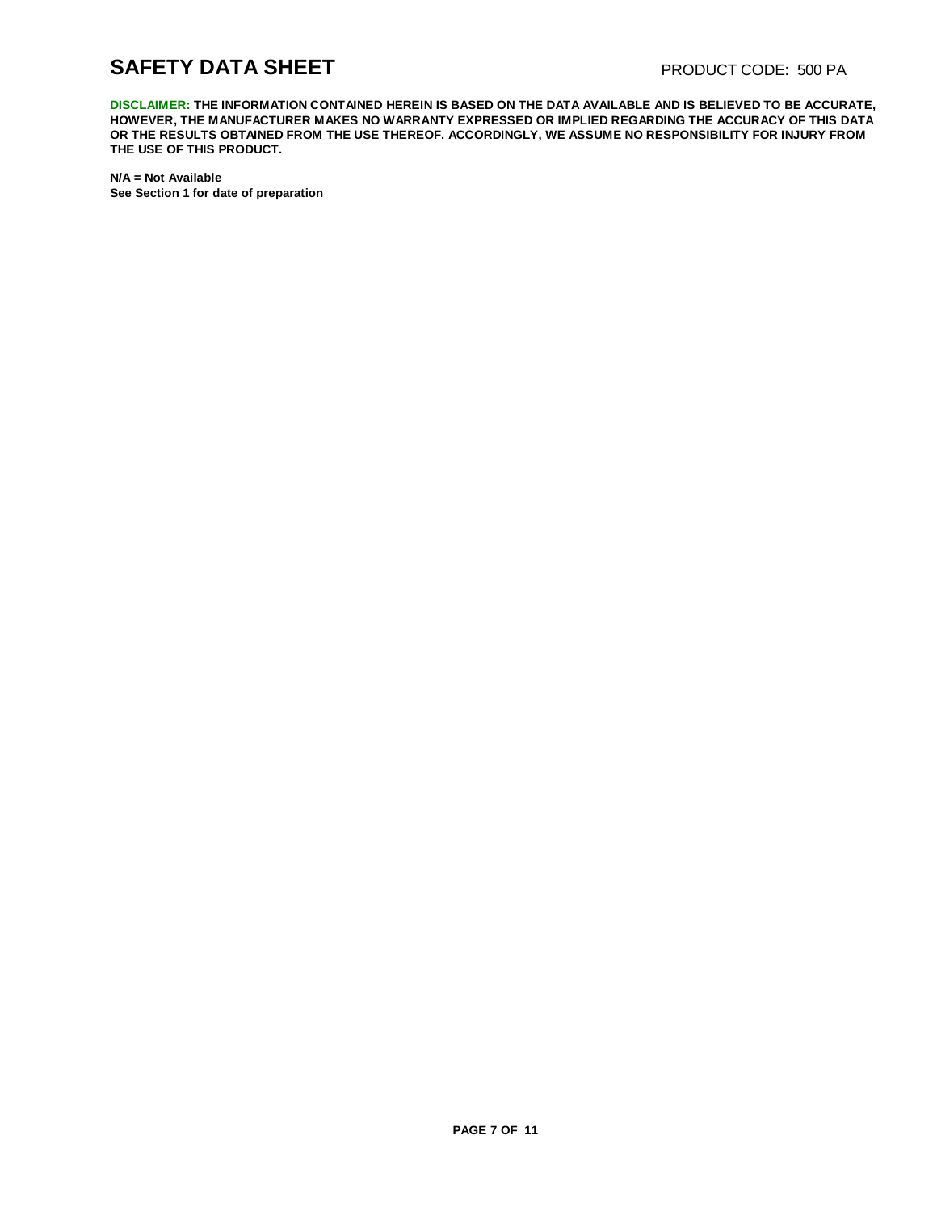**DISCLAIMER:** **THE INFORMATION CONTAINED HEREIN IS BASED ON THE DATA AVAILABLE AND IS BELIEVED TO BE ACCURATE, HOWEVER, THE MANUFACTURER MAKES NO WARRANTY EXPRESSED OR IMPLIED REGARDING THE ACCURACY OF THIS DATA OR THE RESULTS OBTAINED FROM THE USE THEREOF. ACCORDINGLY, WE ASSUME NO RESPONSIBILITY FOR INJURY FROM THE USE OF THIS PRODUCT.**

**N/A = Not Available**
**See Section 1 for date of preparation**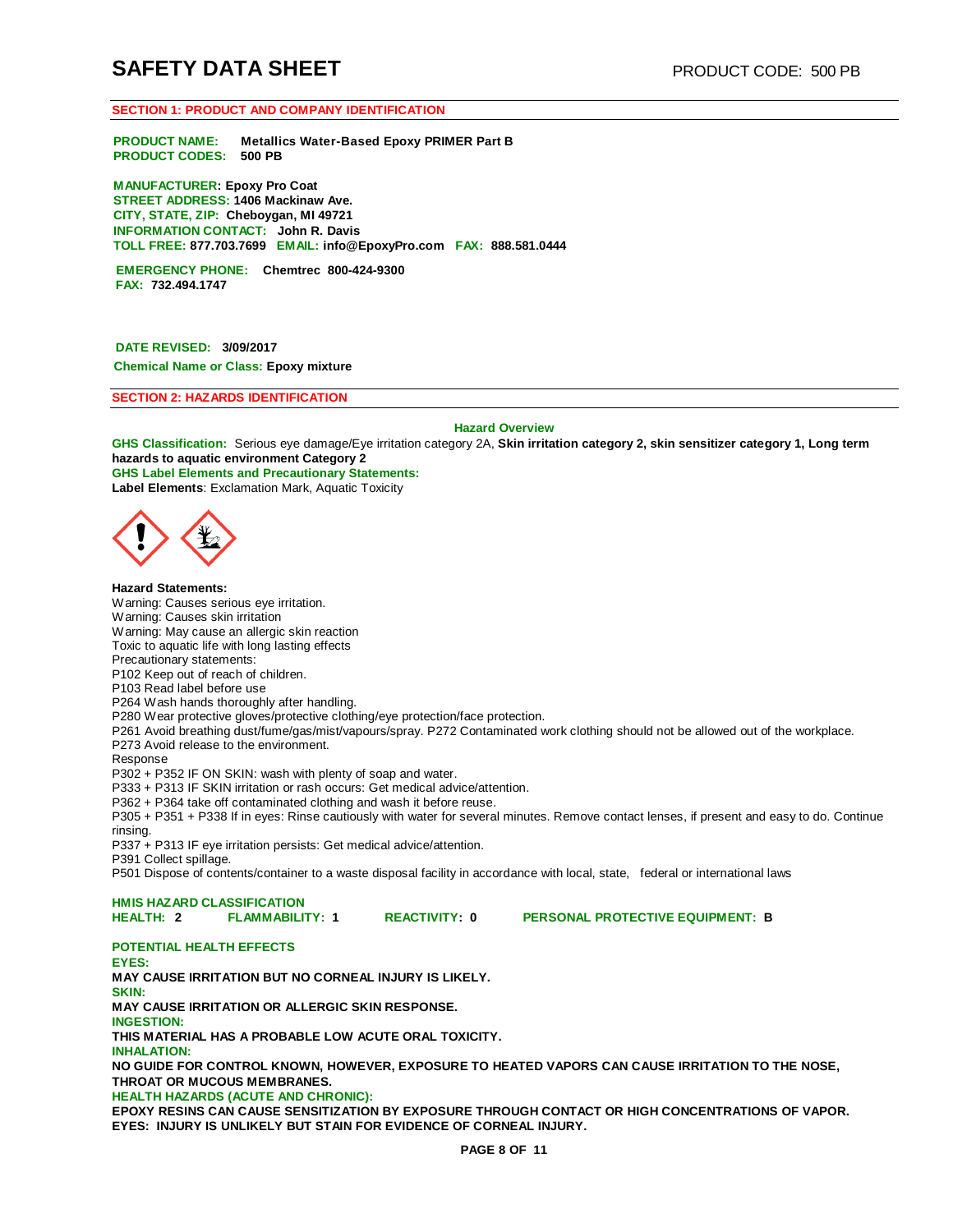# SAFETY DATA SHEET

PRODUCT CODE: 500 PB

## SECTION 1: PRODUCT AND COMPANY IDENTIFICATION

**PRODUCT NAME:** **Metallics Water-Based Epoxy PRIMER Part B**
**PRODUCT CODES:** **500 PB**

**MANUFACTURER: Epoxy Pro Coat**
**STREET ADDRESS: 1406 Mackinaw Ave.**
**CITY, STATE, ZIP: Cheboygan, MI 49721**
**INFORMATION CONTACT: John R. Davis**
**TOLL FREE: 877.703.7699 EMAIL: info@EpoxyPro.com FAX: 888.581.0444**

**EMERGENCY PHONE: Chemtrec 800-424-9300**
**FAX: 732.494.1747**

**DATE REVISED: 3/09/2017**
**Chemical Name or Class: Epoxy mixture**

## SECTION 2: HAZARDS IDENTIFICATION

### Hazard Overview

**GHS Classification:** Serious eye damage/Eye irritation category 2A, **Skin irritation category 2, skin sensitizer category 1, Long term hazards to aquatic environment Category 2**
**GHS Label Elements and Precautionary Statements:**
**Label Elements**: Exclamation Mark, Aquatic Toxicity

**Hazard Statements:**
Warning: Causes serious eye irritation.
Warning: Causes skin irritation
Warning: May cause an allergic skin reaction
Toxic to aquatic life with long lasting effects
Precautionary statements:
P102 Keep out of reach of children.
P103 Read label before use
P264 Wash hands thoroughly after handling.
P280 Wear protective gloves/protective clothing/eye protection/face protection.
P261 Avoid breathing dust/fume/gas/mist/vapours/spray. P272 Contaminated work clothing should not be allowed out of the workplace.
P273 Avoid release to the environment.
Response
P302 + P352 IF ON SKIN: wash with plenty of soap and water.
P333 + P313 IF SKIN irritation or rash occurs: Get medical advice/attention.
P362 + P364 take off contaminated clothing and wash it before reuse.
P305 + P351 + P338 If in eyes: Rinse cautiously with water for several minutes. Remove contact lenses, if present and easy to do. Continue rinsing.
P337 + P313 IF eye irritation persists: Get medical advice/attention.
P391 Collect spillage.
P501 Dispose of contents/container to a waste disposal facility in accordance with local, state, federal or international laws

**HMIS HAZARD CLASSIFICATION**
**HEALTH: 2** **FLAMMABILITY: 1** **REACTIVITY: 0** **PERSONAL PROTECTIVE EQUIPMENT: B**

**POTENTIAL HEALTH EFFECTS**
**EYES:**
**MAY CAUSE IRRITATION BUT NO CORNEAL INJURY IS LIKELY.**
**SKIN:**
**MAY CAUSE IRRITATION OR ALLERGIC SKIN RESPONSE.**
**INGESTION:**
**THIS MATERIAL HAS A PROBABLE LOW ACUTE ORAL TOXICITY.**
**INHALATION:**
**NO GUIDE FOR CONTROL KNOWN, HOWEVER, EXPOSURE TO HEATED VAPORS CAN CAUSE IRRITATION TO THE NOSE, THROAT OR MUCOUS MEMBRANES.**
**HEALTH HAZARDS (ACUTE AND CHRONIC):**
**EPOXY RESINS CAN CAUSE SENSITIZATION BY EXPOSURE THROUGH CONTACT OR HIGH CONCENTRATIONS OF VAPOR.**
**EYES: INJURY IS UNLIKELY BUT STAIN FOR EVIDENCE OF CORNEAL INJURY.**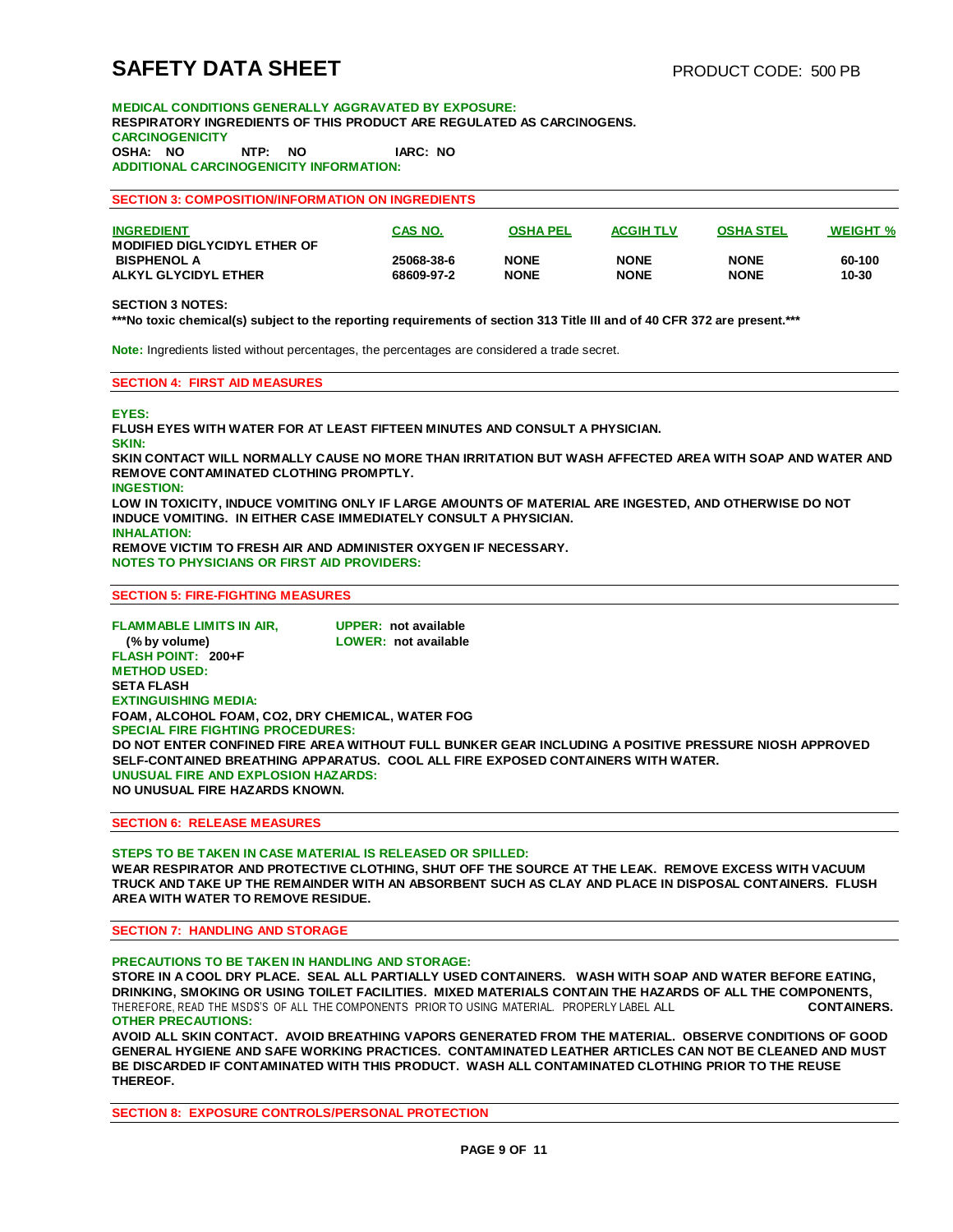# SAFETY DATA SHEET

PRODUCT CODE: 500 PB

**MEDICAL CONDITIONS GENERALLY AGGRAVATED BY EXPOSURE:**

**RESPIRATORY INGREDIENTS OF THIS PRODUCT ARE REGULATED AS CARCINOGENS.**

**CARCINOGENICITY**

**OSHA: NO NTP: NO IARC: NO**

**ADDITIONAL CARCINOGENICITY INFORMATION:**

## SECTION 3: COMPOSITION/INFORMATION ON INGREDIENTS

| INGREDIENT | CAS NO. | OSHA PEL | ACGIH TLV | OSHA STEL | WEIGHT % |
|---|---|---|---|---|---|
| MODIFIED DIGLYCIDYL ETHER OF BISPHENOL A | 25068-38-6 | NONE | NONE | NONE | 60-100 |
| ALKYL GLYCIDYL ETHER | 68609-97-2 | NONE | NONE | NONE | 10-30 |

**SECTION 3 NOTES:**

**\*\*\*No toxic chemical(s) subject to the reporting requirements of section 313 Title III and of 40 CFR 372 are present.\*\*\***

**Note:** Ingredients listed without percentages, the percentages are considered a trade secret.

## SECTION 4: FIRST AID MEASURES

**EYES:**

**FLUSH EYES WITH WATER FOR AT LEAST FIFTEEN MINUTES AND CONSULT A PHYSICIAN.**

**SKIN:**

**SKIN CONTACT WILL NORMALLY CAUSE NO MORE THAN IRRITATION BUT WASH AFFECTED AREA WITH SOAP AND WATER AND REMOVE CONTAMINATED CLOTHING PROMPTLY.**

**INGESTION:**

**LOW IN TOXICITY, INDUCE VOMITING ONLY IF LARGE AMOUNTS OF MATERIAL ARE INGESTED, AND OTHERWISE DO NOT INDUCE VOMITING. IN EITHER CASE IMMEDIATELY CONSULT A PHYSICIAN.**

**INHALATION:**

**REMOVE VICTIM TO FRESH AIR AND ADMINISTER OXYGEN IF NECESSARY.**

**NOTES TO PHYSICIANS OR FIRST AID PROVIDERS:**

## SECTION 5: FIRE-FIGHTING MEASURES

**FLAMMABLE LIMITS IN AIR, (% by volume)** **UPPER: not available** **LOWER: not available**

**FLASH POINT: 200+F**

**METHOD USED:**

**SETA FLASH**

**EXTINGUISHING MEDIA:**

**FOAM, ALCOHOL FOAM, CO2, DRY CHEMICAL, WATER FOG**

**SPECIAL FIRE FIGHTING PROCEDURES:**

**DO NOT ENTER CONFINED FIRE AREA WITHOUT FULL BUNKER GEAR INCLUDING A POSITIVE PRESSURE NIOSH APPROVED SELF-CONTAINED BREATHING APPARATUS. COOL ALL FIRE EXPOSED CONTAINERS WITH WATER.**

**UNUSUAL FIRE AND EXPLOSION HAZARDS:**

**NO UNUSUAL FIRE HAZARDS KNOWN.**

## SECTION 6: RELEASE MEASURES

**STEPS TO BE TAKEN IN CASE MATERIAL IS RELEASED OR SPILLED:**

**WEAR RESPIRATOR AND PROTECTIVE CLOTHING, SHUT OFF THE SOURCE AT THE LEAK. REMOVE EXCESS WITH VACUUM TRUCK AND TAKE UP THE REMAINDER WITH AN ABSORBENT SUCH AS CLAY AND PLACE IN DISPOSAL CONTAINERS. FLUSH AREA WITH WATER TO REMOVE RESIDUE.**

## SECTION 7: HANDLING AND STORAGE

**PRECAUTIONS TO BE TAKEN IN HANDLING AND STORAGE:**

**STORE IN A COOL DRY PLACE. SEAL ALL PARTIALLY USED CONTAINERS. WASH WITH SOAP AND WATER BEFORE EATING, DRINKING, SMOKING OR USING TOILET FACILITIES. MIXED MATERIALS CONTAIN THE HAZARDS OF ALL THE COMPONENTS,** THEREFORE, READ THE MSDS'S OF ALL THE COMPONENTS PRIOR TO USING MATERIAL. PROPERLY LABEL ALL **CONTAINERS.**

**OTHER PRECAUTIONS:**

**AVOID ALL SKIN CONTACT. AVOID BREATHING VAPORS GENERATED FROM THE MATERIAL. OBSERVE CONDITIONS OF GOOD GENERAL HYGIENE AND SAFE WORKING PRACTICES. CONTAMINATED LEATHER ARTICLES CAN NOT BE CLEANED AND MUST BE DISCARDED IF CONTAMINATED WITH THIS PRODUCT. WASH ALL CONTAMINATED CLOTHING PRIOR TO THE REUSE THEREOF.**

## SECTION 8: EXPOSURE CONTROLS/PERSONAL PROTECTION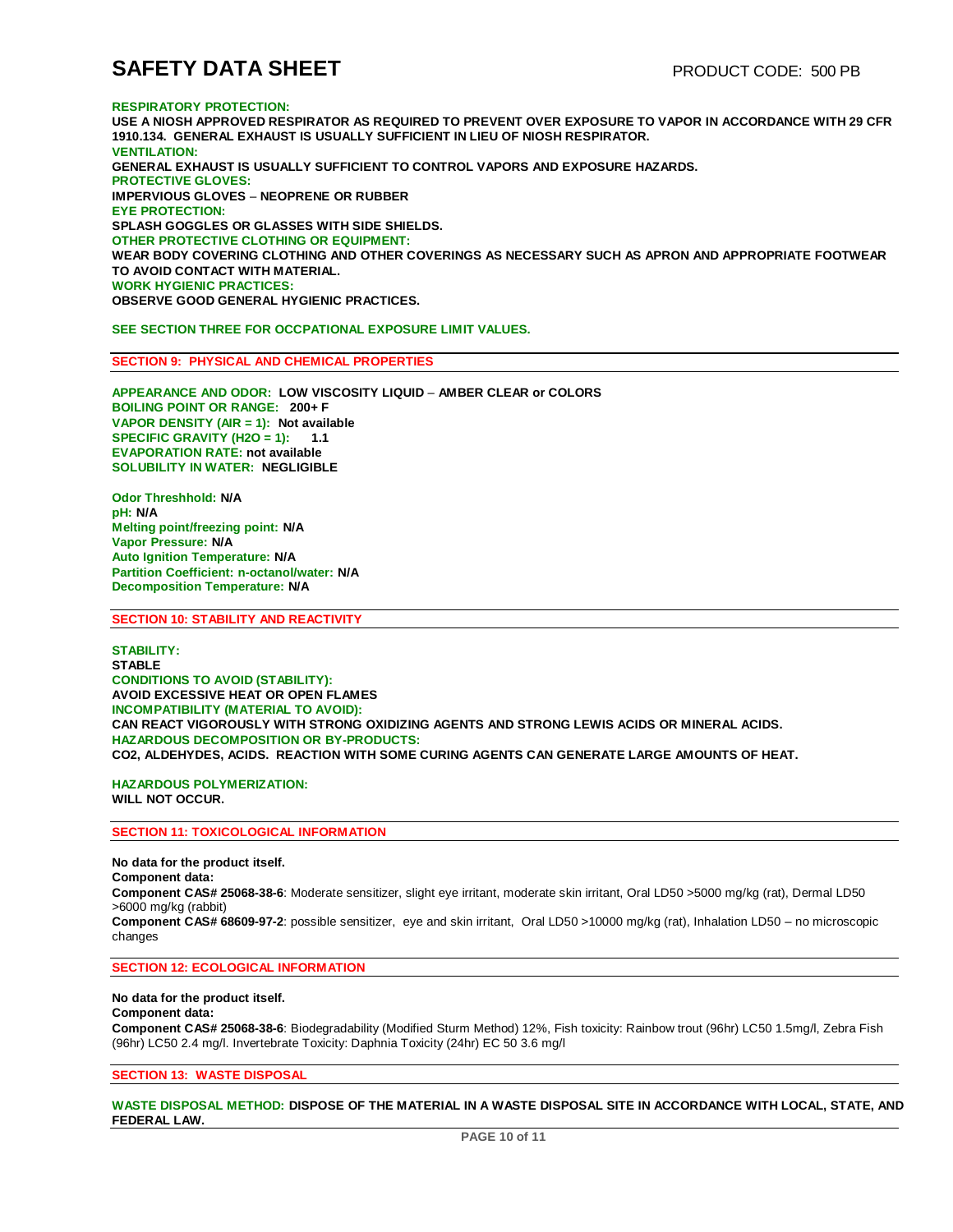**RESPIRATORY PROTECTION:**
**USE A NIOSH APPROVED RESPIRATOR AS REQUIRED TO PREVENT OVER EXPOSURE TO VAPOR IN ACCORDANCE WITH 29 CFR 1910.134. GENERAL EXHAUST IS USUALLY SUFFICIENT IN LIEU OF NIOSH RESPIRATOR.**
**VENTILATION:**
**GENERAL EXHAUST IS USUALLY SUFFICIENT TO CONTROL VAPORS AND EXPOSURE HAZARDS.**
**PROTECTIVE GLOVES:**
**IMPERVIOUS GLOVES – NEOPRENE OR RUBBER**
**EYE PROTECTION:**
**SPLASH GOGGLES OR GLASSES WITH SIDE SHIELDS.**
**OTHER PROTECTIVE CLOTHING OR EQUIPMENT:**
**WEAR BODY COVERING CLOTHING AND OTHER COVERINGS AS NECESSARY SUCH AS APRON AND APPROPRIATE FOOTWEAR TO AVOID CONTACT WITH MATERIAL.**
**WORK HYGIENIC PRACTICES:**
**OBSERVE GOOD GENERAL HYGIENIC PRACTICES.**

**SEE SECTION THREE FOR OCCPATIONAL EXPOSURE LIMIT VALUES.**

## SECTION 9: PHYSICAL AND CHEMICAL PROPERTIES

**APPEARANCE AND ODOR: LOW VISCOSITY LIQUID – AMBER CLEAR or COLORS**
**BOILING POINT OR RANGE: 200+ F**
**VAPOR DENSITY (AIR = 1): Not available**
**SPECIFIC GRAVITY (H2O = 1): 1.1**
**EVAPORATION RATE: not available**
**SOLUBILITY IN WATER: NEGLIGIBLE**

**Odor Threshhold: N/A**
**pH: N/A**
**Melting point/freezing point: N/A**
**Vapor Pressure: N/A**
**Auto Ignition Temperature: N/A**
**Partition Coefficient: n-octanol/water: N/A**
**Decomposition Temperature: N/A**

## SECTION 10: STABILITY AND REACTIVITY

**STABILITY:**
**STABLE**
**CONDITIONS TO AVOID (STABILITY):**
**AVOID EXCESSIVE HEAT OR OPEN FLAMES**
**INCOMPATIBILITY (MATERIAL TO AVOID):**
**CAN REACT VIGOROUSLY WITH STRONG OXIDIZING AGENTS AND STRONG LEWIS ACIDS OR MINERAL ACIDS.**
**HAZARDOUS DECOMPOSITION OR BY-PRODUCTS:**
**CO2, ALDEHYDES, ACIDS. REACTION WITH SOME CURING AGENTS CAN GENERATE LARGE AMOUNTS OF HEAT.**

**HAZARDOUS POLYMERIZATION:**
**WILL NOT OCCUR.**

## SECTION 11: TOXICOLOGICAL INFORMATION

**No data for the product itself.**
**Component data:**
**Component CAS# 25068-38-6**: Moderate sensitizer, slight eye irritant, moderate skin irritant, Oral LD50 >5000 mg/kg (rat), Dermal LD50 >6000 mg/kg (rabbit)
**Component CAS# 68609-97-2**: possible sensitizer, eye and skin irritant, Oral LD50 >10000 mg/kg (rat), Inhalation LD50 – no microscopic changes

## SECTION 12: ECOLOGICAL INFORMATION

**No data for the product itself.**
**Component data:**
**Component CAS# 25068-38-6**: Biodegradability (Modified Sturm Method) 12%, Fish toxicity: Rainbow trout (96hr) LC50 1.5mg/l, Zebra Fish (96hr) LC50 2.4 mg/l. Invertebrate Toxicity: Daphnia Toxicity (24hr) EC 50 3.6 mg/l

## SECTION 13: WASTE DISPOSAL

**WASTE DISPOSAL METHOD: DISPOSE OF THE MATERIAL IN A WASTE DISPOSAL SITE IN ACCORDANCE WITH LOCAL, STATE, AND FEDERAL LAW.**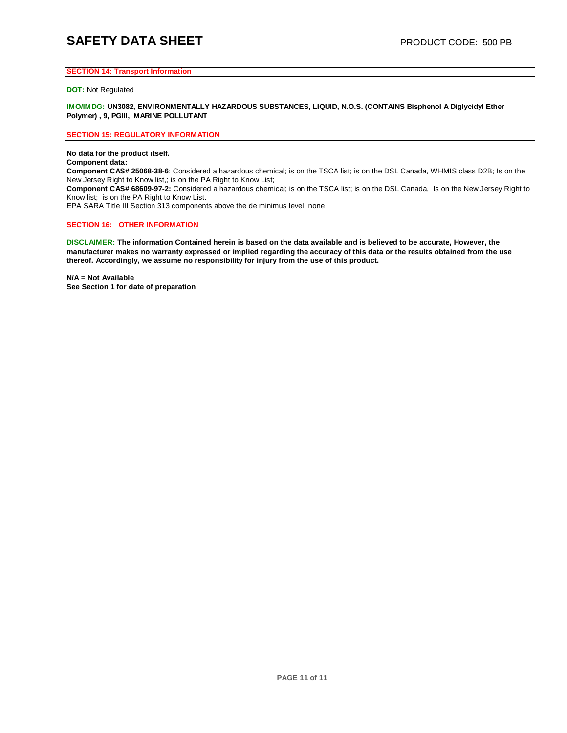## SECTION 14: Transport Information

**DOT:** Not Regulated

**IMO/IMDG:** **UN3082, ENVIRONMENTALLY HAZARDOUS SUBSTANCES, LIQUID, N.O.S. (CONTAINS Bisphenol A Diglycidyl Ether Polymer) , 9, PGIII, MARINE POLLUTANT**

## SECTION 15: REGULATORY INFORMATION

**No data for the product itself.**
**Component data:**
**Component CAS# 25068-38-6**: Considered a hazardous chemical; is on the TSCA list; is on the DSL Canada, WHMIS class D2B; Is on the New Jersey Right to Know list,; is on the PA Right to Know List;
**Component CAS# 68609-97-2:** Considered a hazardous chemical; is on the TSCA list; is on the DSL Canada, Is on the New Jersey Right to Know list; is on the PA Right to Know List.
EPA SARA Title III Section 313 components above the de minimus level: none

## SECTION 16: OTHER INFORMATION

**DISCLAIMER: The information Contained herein is based on the data available and is believed to be accurate, However, the manufacturer makes no warranty expressed or implied regarding the accuracy of this data or the results obtained from the use thereof. Accordingly, we assume no responsibility for injury from the use of this product.**

**N/A = Not Available**
**See Section 1 for date of preparation**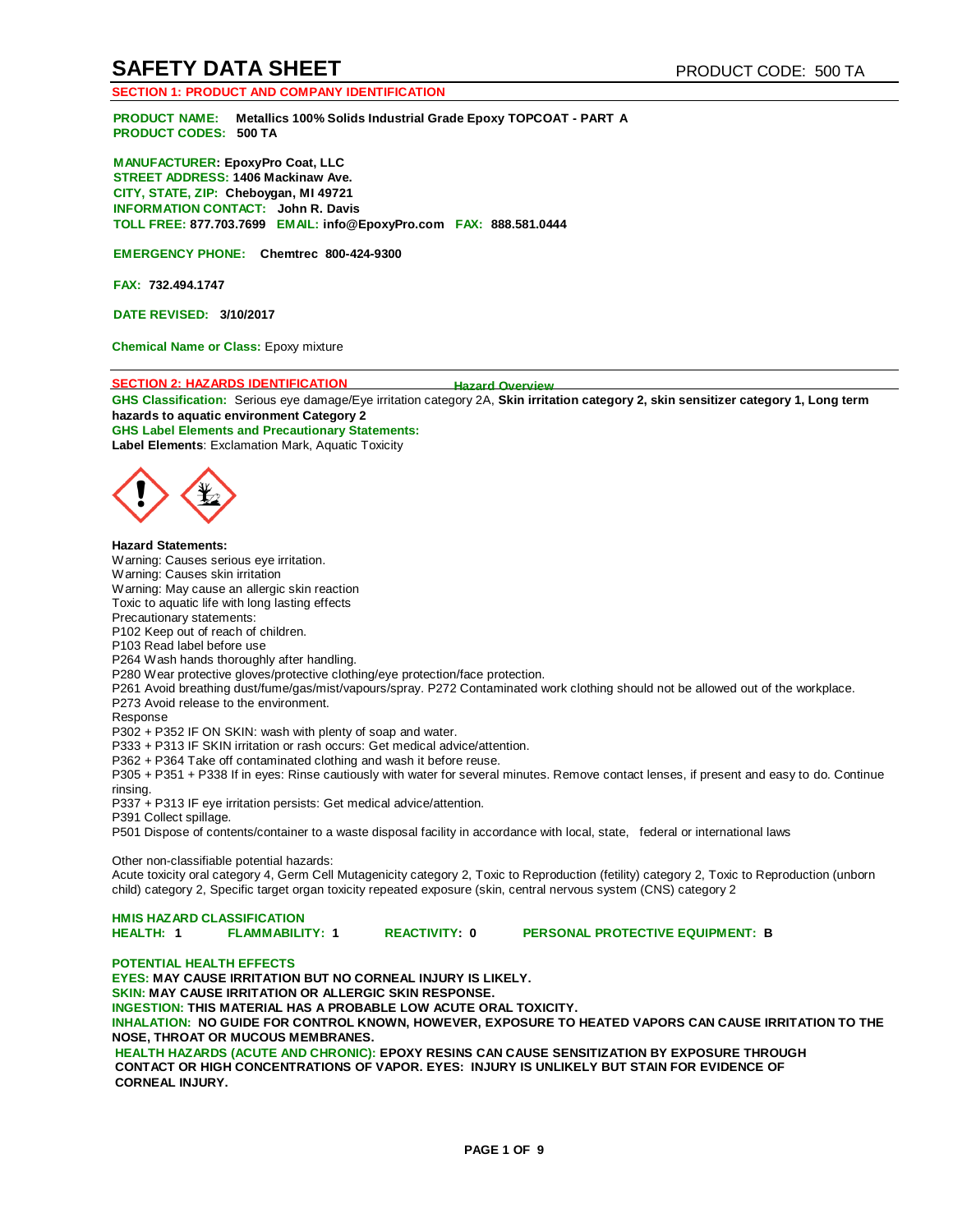# SAFETY DATA SHEET

PRODUCT CODE: 500 TA

## SECTION 1: PRODUCT AND COMPANY IDENTIFICATION

**PRODUCT NAME:** **Metallics 100% Solids Industrial Grade Epoxy TOPCOAT - PART A**
**PRODUCT CODES:** **500 TA**

**MANUFACTURER: EpoxyPro Coat, LLC**
**STREET ADDRESS: 1406 Mackinaw Ave.**
**CITY, STATE, ZIP: Cheboygan, MI 49721**
**INFORMATION CONTACT: John R. Davis**
**TOLL FREE: 877.703.7699 EMAIL: info@EpoxyPro.com FAX: 888.581.0444**

**EMERGENCY PHONE: Chemtrec 800-424-9300**

**FAX: 732.494.1747**

**DATE REVISED: 3/10/2017**

**Chemical Name or Class:** Epoxy mixture

## SECTION 2: HAZARDS IDENTIFICATION

**Hazard Overview**

**GHS Classification:** Serious eye damage/Eye irritation category 2A, **Skin irritation category 2, skin sensitizer category 1, Long term hazards to aquatic environment Category 2**

**GHS Label Elements and Precautionary Statements:**

**Label Elements**: Exclamation Mark, Aquatic Toxicity

**Hazard Statements:**

Warning: Causes serious eye irritation.
Warning: Causes skin irritation
Warning: May cause an allergic skin reaction
Toxic to aquatic life with long lasting effects
Precautionary statements:
P102 Keep out of reach of children.
P103 Read label before use
P264 Wash hands thoroughly after handling.
P280 Wear protective gloves/protective clothing/eye protection/face protection.
P261 Avoid breathing dust/fume/gas/mist/vapours/spray. P272 Contaminated work clothing should not be allowed out of the workplace.
P273 Avoid release to the environment.
Response
P302 + P352 IF ON SKIN: wash with plenty of soap and water.
P333 + P313 IF SKIN irritation or rash occurs: Get medical advice/attention.
P362 + P364 Take off contaminated clothing and wash it before reuse.
P305 + P351 + P338 If in eyes: Rinse cautiously with water for several minutes. Remove contact lenses, if present and easy to do. Continue rinsing.
P337 + P313 IF eye irritation persists: Get medical advice/attention.
P391 Collect spillage.
P501 Dispose of contents/container to a waste disposal facility in accordance with local, state, federal or international laws

Other non-classifiable potential hazards:
Acute toxicity oral category 4, Germ Cell Mutagenicity category 2, Toxic to Reproduction (fetility) category 2, Toxic to Reproduction (unborn child) category 2, Specific target organ toxicity repeated exposure (skin, central nervous system (CNS) category 2

**HMIS HAZARD CLASSIFICATION**

**HEALTH: 1** **FLAMMABILITY: 1** **REACTIVITY: 0** **PERSONAL PROTECTIVE EQUIPMENT: B**

**POTENTIAL HEALTH EFFECTS**

**EYES: MAY CAUSE IRRITATION BUT NO CORNEAL INJURY IS LIKELY.**
**SKIN: MAY CAUSE IRRITATION OR ALLERGIC SKIN RESPONSE.**
**INGESTION: THIS MATERIAL HAS A PROBABLE LOW ACUTE ORAL TOXICITY.**
**INHALATION: NO GUIDE FOR CONTROL KNOWN, HOWEVER, EXPOSURE TO HEATED VAPORS CAN CAUSE IRRITATION TO THE NOSE, THROAT OR MUCOUS MEMBRANES.**
**HEALTH HAZARDS (ACUTE AND CHRONIC): EPOXY RESINS CAN CAUSE SENSITIZATION BY EXPOSURE THROUGH CONTACT OR HIGH CONCENTRATIONS OF VAPOR. EYES: INJURY IS UNLIKELY BUT STAIN FOR EVIDENCE OF CORNEAL INJURY.**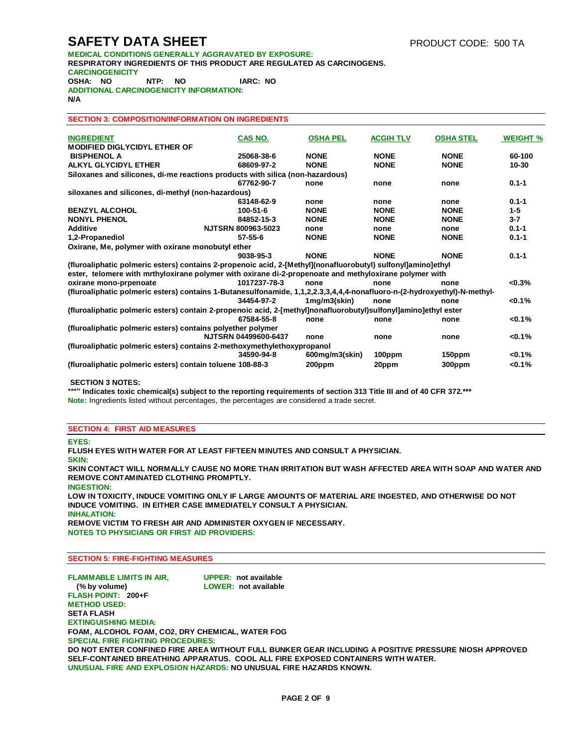# SAFETY DATA SHEET

PRODUCT CODE: 500 TA

**MEDICAL CONDITIONS GENERALLY AGGRAVATED BY EXPOSURE:**

**RESPIRATORY INGREDIENTS OF THIS PRODUCT ARE REGULATED AS CARCINOGENS.**

**CARCINOGENICITY**

**OSHA: NO NTP: NO IARC: NO**

**ADDITIONAL CARCINOGENICITY INFORMATION:**

**N/A**

## SECTION 3: COMPOSITION/INFORMATION ON INGREDIENTS

| INGREDIENT | CAS NO. | OSHA PEL | ACGIH TLV | OSHA STEL | WEIGHT % |
|---|---|---|---|---|---|
| MODIFIED DIGLYCIDYL ETHER OF BISPHENOL A | 25068-38-6 | NONE | NONE | NONE | 60-100 |
| ALKYL GLYCIDYL ETHER | 68609-97-2 | NONE | NONE | NONE | 10-30 |
| Siloxanes and silicones, di-me reactions products with silica (non-hazardous) | 67762-90-7 | none | none | none | 0.1-1 |
| siloxanes and silicones, di-methyl (non-hazardous) | 63148-62-9 | none | none | none | 0.1-1 |
| BENZYL ALCOHOL | 100-51-6 | NONE | NONE | NONE | 1-5 |
| NONYL PHENOL | 84852-15-3 | NONE | NONE | NONE | 3-7 |
| Additive | NJTSRN 800963-5023 | none | none | none | 0.1-1 |
| 1,2-Propanediol | 57-55-6 | NONE | NONE | NONE | 0.1-1 |
| Oxirane, Me, polymer with oxirane monobutyl ether | 9038-95-3 | NONE | NONE | NONE | 0.1-1 |
| (fluroaliphatic polmeric esters) contains 2-propenoic acid, 2-[Methyl](nonafluorobutyl) sulfonyl]amino]ethyl ester, telomere with mrthyloxirane polymer with oxirane di-2-propenoate and methyloxirane polymer with oxirane mono-prpenoate | 1017237-78-3 | none | none | none | <0.3% |
| (fluroaliphatic polmeric esters) contains 1-Butanesulfonamide, 1,1,2,2.3,3,4,4,4-nonafluoro-n-(2-hydroxyethyl)-N-methyl- | 34454-97-2 | 1mg/m3(skin) | none | none | <0.1% |
| (fluroaliphatic polmeric esters) contain 2-propenoic acid, 2-[methyl]nonafluorobutyl)sulfonyl]amino]ethyl ester | 67584-55-8 | none | none | none | <0.1% |
| (fluroaliphatic polmeric esters) contains polyether polymer | NJTSRN 04499600-6437 | none | none | none | <0.1% |
| (fluroaliphatic polmeric esters) contains 2-methoxymethylethoxypropanol | 34590-94-8 | 600mg/m3(skin) | 100ppm | 150ppm | <0.1% |
| (fluroaliphatic polmeric esters) contain toluene | 108-88-3 | 200ppm | 20ppm | 300ppm | <0.1% |

**SECTION 3 NOTES:**

**\*\*\*" Indicates toxic chemical(s) subject to the reporting requirements of section 313 Title III and of 40 CFR 372.\*\*\***

**Note:** Ingredients listed without percentages, the percentages are considered a trade secret.

## SECTION 4: FIRST AID MEASURES

**EYES:**

**FLUSH EYES WITH WATER FOR AT LEAST FIFTEEN MINUTES AND CONSULT A PHYSICIAN.**

**SKIN:**

**SKIN CONTACT WILL NORMALLY CAUSE NO MORE THAN IRRITATION BUT WASH AFFECTED AREA WITH SOAP AND WATER AND REMOVE CONTAMINATED CLOTHING PROMPTLY.**

**INGESTION:**

**LOW IN TOXICITY, INDUCE VOMITING ONLY IF LARGE AMOUNTS OF MATERIAL ARE INGESTED, AND OTHERWISE DO NOT INDUCE VOMITING. IN EITHER CASE IMMEDIATELY CONSULT A PHYSICIAN.**

**INHALATION:**

**REMOVE VICTIM TO FRESH AIR AND ADMINISTER OXYGEN IF NECESSARY.**

**NOTES TO PHYSICIANS OR FIRST AID PROVIDERS:**

## SECTION 5: FIRE-FIGHTING MEASURES

**FLAMMABLE LIMITS IN AIR, (% by volume)** **UPPER:** not available **LOWER:** not available

**FLASH POINT:** 200+F

**METHOD USED:**

**SETA FLASH**

**EXTINGUISHING MEDIA:**

**FOAM, ALCOHOL FOAM, CO2, DRY CHEMICAL, WATER FOG**

**SPECIAL FIRE FIGHTING PROCEDURES:**

**DO NOT ENTER CONFINED FIRE AREA WITHOUT FULL BUNKER GEAR INCLUDING A POSITIVE PRESSURE NIOSH APPROVED SELF-CONTAINED BREATHING APPARATUS. COOL ALL FIRE EXPOSED CONTAINERS WITH WATER.**

**UNUSUAL FIRE AND EXPLOSION HAZARDS:** **NO UNUSUAL FIRE HAZARDS KNOWN.**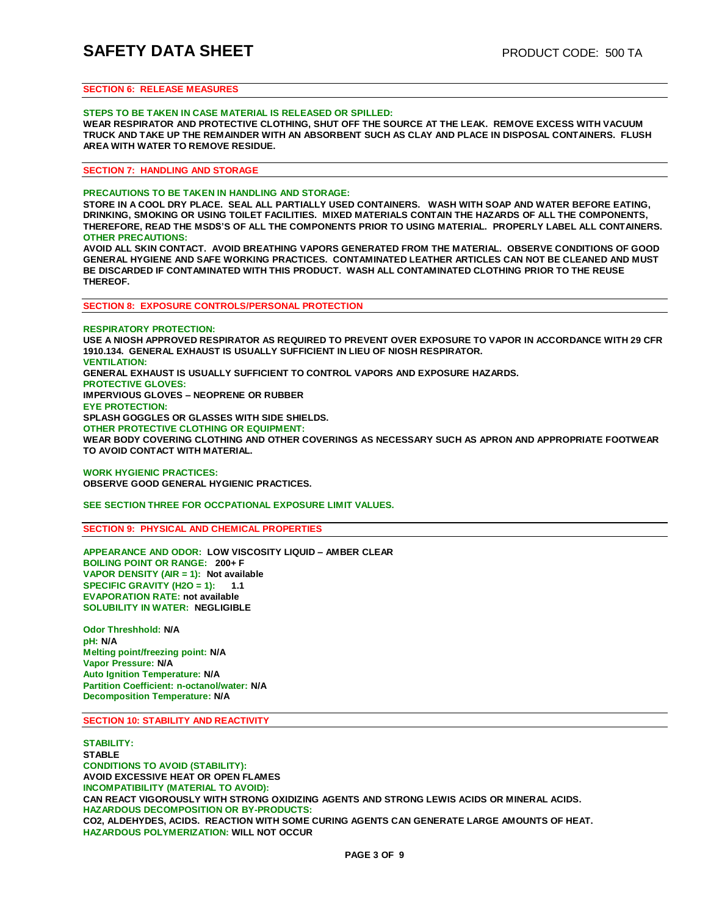## SECTION 6: RELEASE MEASURES

**STEPS TO BE TAKEN IN CASE MATERIAL IS RELEASED OR SPILLED:**
**WEAR RESPIRATOR AND PROTECTIVE CLOTHING, SHUT OFF THE SOURCE AT THE LEAK. REMOVE EXCESS WITH VACUUM TRUCK AND TAKE UP THE REMAINDER WITH AN ABSORBENT SUCH AS CLAY AND PLACE IN DISPOSAL CONTAINERS. FLUSH AREA WITH WATER TO REMOVE RESIDUE.**

## SECTION 7: HANDLING AND STORAGE

**PRECAUTIONS TO BE TAKEN IN HANDLING AND STORAGE:**
**STORE IN A COOL DRY PLACE. SEAL ALL PARTIALLY USED CONTAINERS. WASH WITH SOAP AND WATER BEFORE EATING, DRINKING, SMOKING OR USING TOILET FACILITIES. MIXED MATERIALS CONTAIN THE HAZARDS OF ALL THE COMPONENTS, THEREFORE, READ THE MSDS'S OF ALL THE COMPONENTS PRIOR TO USING MATERIAL. PROPERLY LABEL ALL CONTAINERS.**
**OTHER PRECAUTIONS:**
**AVOID ALL SKIN CONTACT. AVOID BREATHING VAPORS GENERATED FROM THE MATERIAL. OBSERVE CONDITIONS OF GOOD GENERAL HYGIENE AND SAFE WORKING PRACTICES. CONTAMINATED LEATHER ARTICLES CAN NOT BE CLEANED AND MUST BE DISCARDED IF CONTAMINATED WITH THIS PRODUCT. WASH ALL CONTAMINATED CLOTHING PRIOR TO THE REUSE THEREOF.**

## SECTION 8: EXPOSURE CONTROLS/PERSONAL PROTECTION

**RESPIRATORY PROTECTION:**
**USE A NIOSH APPROVED RESPIRATOR AS REQUIRED TO PREVENT OVER EXPOSURE TO VAPOR IN ACCORDANCE WITH 29 CFR 1910.134. GENERAL EXHAUST IS USUALLY SUFFICIENT IN LIEU OF NIOSH RESPIRATOR.**
**VENTILATION:**
**GENERAL EXHAUST IS USUALLY SUFFICIENT TO CONTROL VAPORS AND EXPOSURE HAZARDS.**
**PROTECTIVE GLOVES:**
**IMPERVIOUS GLOVES – NEOPRENE OR RUBBER**
**EYE PROTECTION:**
**SPLASH GOGGLES OR GLASSES WITH SIDE SHIELDS.**
**OTHER PROTECTIVE CLOTHING OR EQUIPMENT:**
**WEAR BODY COVERING CLOTHING AND OTHER COVERINGS AS NECESSARY SUCH AS APRON AND APPROPRIATE FOOTWEAR TO AVOID CONTACT WITH MATERIAL.**

**WORK HYGIENIC PRACTICES:**
**OBSERVE GOOD GENERAL HYGIENIC PRACTICES.**

**SEE SECTION THREE FOR OCCPATIONAL EXPOSURE LIMIT VALUES.**

## SECTION 9: PHYSICAL AND CHEMICAL PROPERTIES

**APPEARANCE AND ODOR: LOW VISCOSITY LIQUID – AMBER CLEAR**
**BOILING POINT OR RANGE: 200+ F**
**VAPOR DENSITY (AIR = 1): Not available**
**SPECIFIC GRAVITY ($H_2O$ = 1): 1.1**
**EVAPORATION RATE: not available**
**SOLUBILITY IN WATER: NEGLIGIBLE**

**Odor Threshhold: N/A**
**pH: N/A**
**Melting point/freezing point: N/A**
**Vapor Pressure: N/A**
**Auto Ignition Temperature: N/A**
**Partition Coefficient: n-octanol/water: N/A**
**Decomposition Temperature: N/A**

## SECTION 10: STABILITY AND REACTIVITY

**STABILITY:**
**STABLE**
**CONDITIONS TO AVOID (STABILITY):**
**AVOID EXCESSIVE HEAT OR OPEN FLAMES**
**INCOMPATIBILITY (MATERIAL TO AVOID):**
**CAN REACT VIGOROUSLY WITH STRONG OXIDIZING AGENTS AND STRONG LEWIS ACIDS OR MINERAL ACIDS.**
**HAZARDOUS DECOMPOSITION OR BY-PRODUCTS:**
**$CO_2$, ALDEHYDES, ACIDS. REACTION WITH SOME CURING AGENTS CAN GENERATE LARGE AMOUNTS OF HEAT.**
**HAZARDOUS POLYMERIZATION: WILL NOT OCCUR**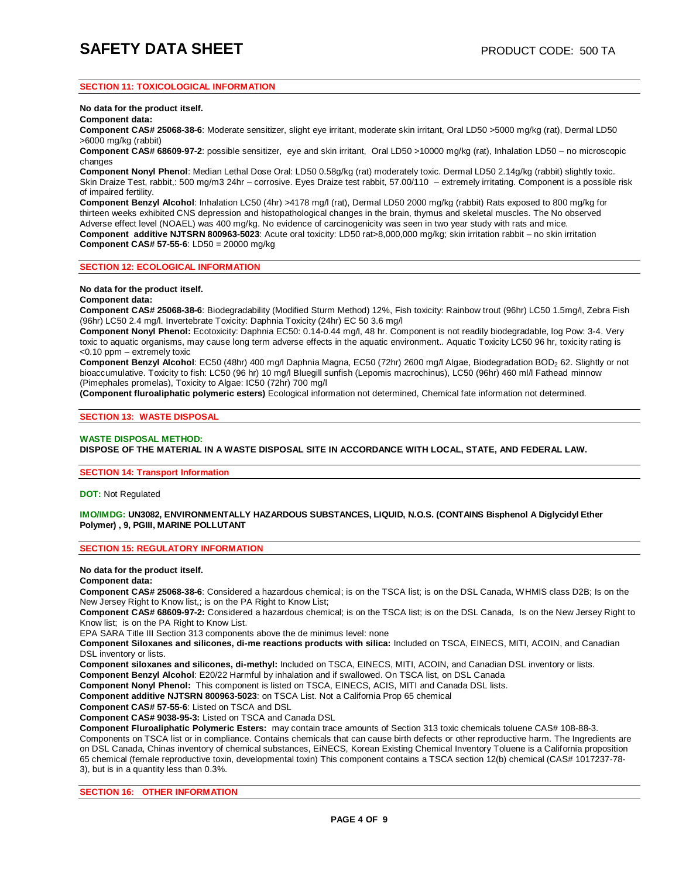## SECTION 11: TOXICOLOGICAL INFORMATION

**No data for the product itself.**

**Component data:**

**Component CAS# 25068-38-6**: Moderate sensitizer, slight eye irritant, moderate skin irritant, Oral LD50 >5000 mg/kg (rat), Dermal LD50 >6000 mg/kg (rabbit)

**Component CAS# 68609-97-2**: possible sensitizer, eye and skin irritant, Oral LD50 >10000 mg/kg (rat), Inhalation LD50 – no microscopic changes

**Component Nonyl Phenol**: Median Lethal Dose Oral: LD50 0.58g/kg (rat) moderately toxic. Dermal LD50 2.14g/kg (rabbit) slightly toxic. Skin Draize Test, rabbit,: 500 mg/m3 24hr – corrosive. Eyes Draize test rabbit, 57.00/110 – extremely irritating. Component is a possible risk of impaired fertility.

**Component Benzyl Alcohol**: Inhalation LC50 (4hr) >4178 mg/l (rat), Dermal LD50 2000 mg/kg (rabbit) Rats exposed to 800 mg/kg for thirteen weeks exhibited CNS depression and histopathological changes in the brain, thymus and skeletal muscles. The No observed Adverse effect level (NOAEL) was 400 mg/kg. No evidence of carcinogenicity was seen in two year study with rats and mice.

**Component additive NJTSRN 800963-5023**: Acute oral toxicity: LD50 rat>8,000,000 mg/kg; skin irritation rabbit – no skin irritation

**Component CAS# 57-55-6**: LD50 = 20000 mg/kg

## SECTION 12: ECOLOGICAL INFORMATION

**No data for the product itself.**

**Component data:**

**Component CAS# 25068-38-6**: Biodegradability (Modified Sturm Method) 12%, Fish toxicity: Rainbow trout (96hr) LC50 1.5mg/l, Zebra Fish (96hr) LC50 2.4 mg/l. Invertebrate Toxicity: Daphnia Toxicity (24hr) EC 50 3.6 mg/l

**Component Nonyl Phenol:** Ecotoxicity: Daphnia EC50: 0.14-0.44 mg/l, 48 hr. Component is not readily biodegradable, log Pow: 3-4. Very toxic to aquatic organisms, may cause long term adverse effects in the aquatic environment.. Aquatic Toxicity LC50 96 hr, toxicity rating is <0.10 ppm – extremely toxic

**Component Benzyl Alcohol**: EC50 (48hr) 400 mg/l Daphnia Magna, EC50 (72hr) 2600 mg/l Algae, Biodegradation $BOD_2$ 62. Slightly or not bioaccumulative. Toxicity to fish: LC50 (96 hr) 10 mg/l Bluegill sunfish (Lepomis macrochinus), LC50 (96hr) 460 ml/l Fathead minnow (Pimephales promelas), Toxicity to Algae: IC50 (72hr) 700 mg/l

**(Component fluroaliphatic polymeric esters)** Ecological information not determined, Chemical fate information not determined.

## SECTION 13: WASTE DISPOSAL

**WASTE DISPOSAL METHOD:**

**DISPOSE OF THE MATERIAL IN A WASTE DISPOSAL SITE IN ACCORDANCE WITH LOCAL, STATE, AND FEDERAL LAW.**

## SECTION 14: Transport Information

**DOT:** Not Regulated

**IMO/IMDG: UN3082, ENVIRONMENTALLY HAZARDOUS SUBSTANCES, LIQUID, N.O.S. (CONTAINS Bisphenol A Diglycidyl Ether Polymer) , 9, PGIII, MARINE POLLUTANT**

## SECTION 15: REGULATORY INFORMATION

**No data for the product itself.**

**Component data:**

**Component CAS# 25068-38-6**: Considered a hazardous chemical; is on the TSCA list; is on the DSL Canada, WHMIS class D2B; Is on the New Jersey Right to Know list,; is on the PA Right to Know List;

**Component CAS# 68609-97-2:** Considered a hazardous chemical; is on the TSCA list; is on the DSL Canada, Is on the New Jersey Right to Know list; is on the PA Right to Know List.

EPA SARA Title III Section 313 components above the de minimus level: none

**Component Siloxanes and silicones, di-me reactions products with silica:** Included on TSCA, EINECS, MITI, ACOIN, and Canadian DSL inventory or lists.

**Component siloxanes and silicones, di-methyl:** Included on TSCA, EINECS, MITI, ACOIN, and Canadian DSL inventory or lists.

**Component Benzyl Alcohol**: E20/22 Harmful by inhalation and if swallowed. On TSCA list, on DSL Canada

**Component Nonyl Phenol:** This component is listed on TSCA, EINECS, ACIS, MITI and Canada DSL lists.

**Component additive NJTSRN 800963-5023**: on TSCA List. Not a California Prop 65 chemical

**Component CAS# 57-55-6**: Listed on TSCA and DSL

**Component CAS# 9038-95-3:** Listed on TSCA and Canada DSL

**Component Fluroaliphatic Polymeric Esters:** may contain trace amounts of Section 313 toxic chemicals toluene CAS# 108-88-3. Components on TSCA list or in compliance. Contains chemicals that can cause birth defects or other reproductive harm. The Ingredients are on DSL Canada, Chinas inventory of chemical substances, EINECS, Korean Existing Chemical Inventory Toluene is a California proposition 65 chemical (female reproductive toxin, developmental toxin) This component contains a TSCA section 12(b) chemical (CAS# 1017237-78-3), but is in a quantity less than 0.3%.

## SECTION 16: OTHER INFORMATION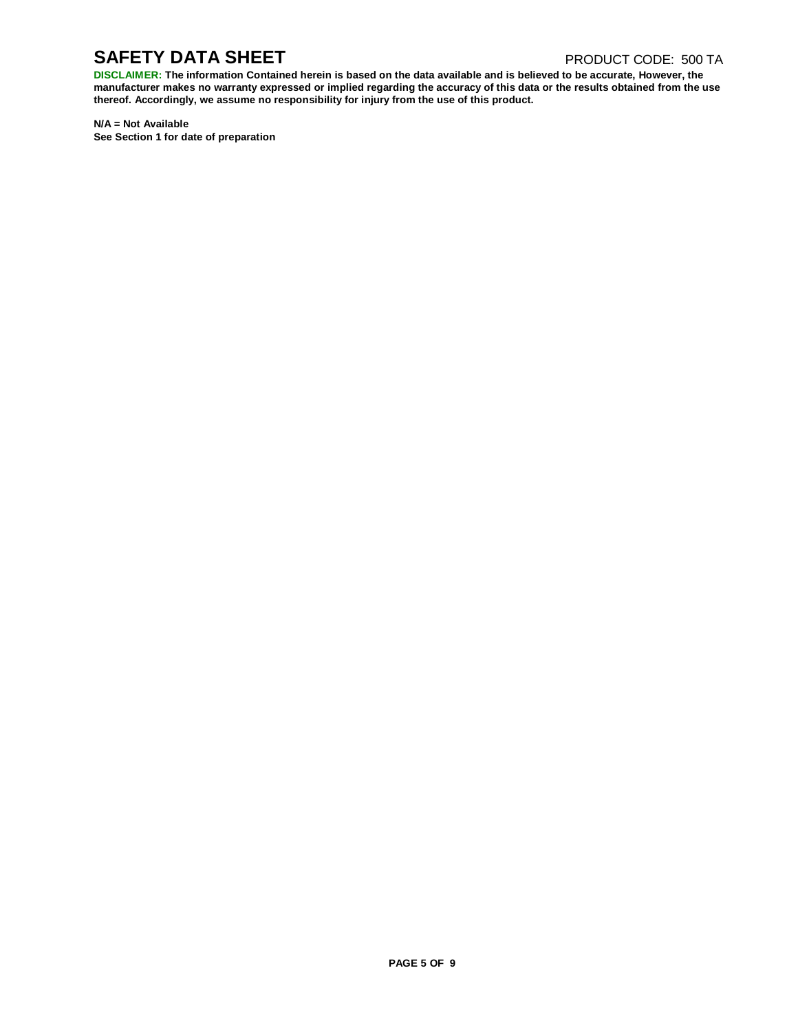# SAFETY DATA SHEET

PRODUCT CODE: 500 TA

**DISCLAIMER: The information Contained herein is based on the data available and is believed to be accurate, However, the manufacturer makes no warranty expressed or implied regarding the accuracy of this data or the results obtained from the use thereof. Accordingly, we assume no responsibility for injury from the use of this product.**

**N/A = Not Available**
**See Section 1 for date of preparation**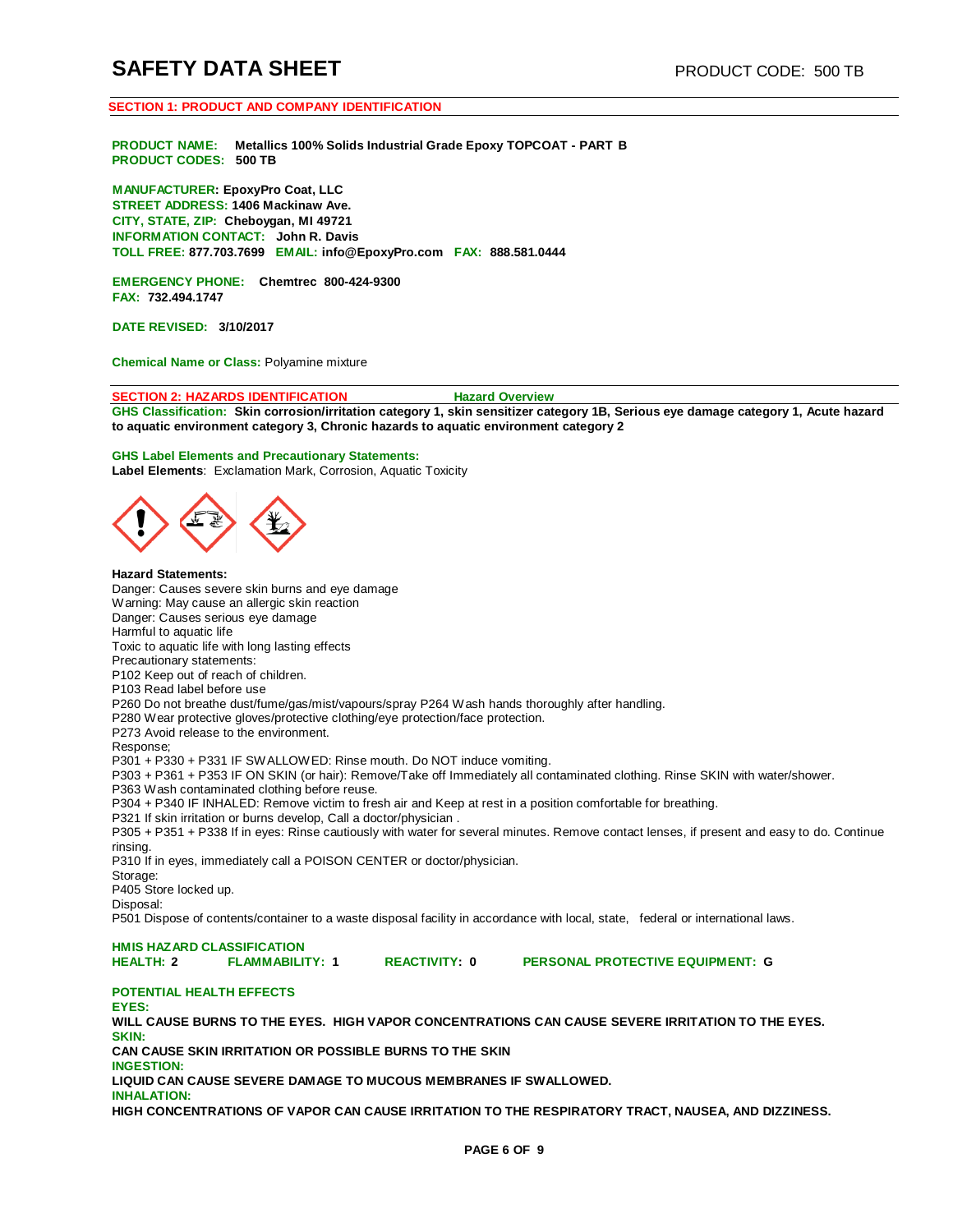# SAFETY DATA SHEET

PRODUCT CODE: 500 TB

## SECTION 1: PRODUCT AND COMPANY IDENTIFICATION

**PRODUCT NAME:** **Metallics 100% Solids Industrial Grade Epoxy TOPCOAT - PART B**
**PRODUCT CODES:** **500 TB**

**MANUFACTURER: EpoxyPro Coat, LLC**
**STREET ADDRESS: 1406 Mackinaw Ave.**
**CITY, STATE, ZIP: Cheboygan, MI 49721**
**INFORMATION CONTACT: John R. Davis**
**TOLL FREE: 877.703.7699 EMAIL: info@EpoxyPro.com FAX: 888.581.0444**

**EMERGENCY PHONE: Chemtrec 800-424-9300**
**FAX: 732.494.1747**

**DATE REVISED: 3/10/2017**

**Chemical Name or Class:** Polyamine mixture

## SECTION 2: HAZARDS IDENTIFICATION — Hazard Overview

**GHS Classification: Skin corrosion/irritation category 1, skin sensitizer category 1B, Serious eye damage category 1, Acute hazard to aquatic environment category 3, Chronic hazards to aquatic environment category 2**

**GHS Label Elements and Precautionary Statements:**
**Label Elements**: Exclamation Mark, Corrosion, Aquatic Toxicity

**Hazard Statements:**
Danger: Causes severe skin burns and eye damage
Warning: May cause an allergic skin reaction
Danger: Causes serious eye damage
Harmful to aquatic life
Toxic to aquatic life with long lasting effects
Precautionary statements:
P102 Keep out of reach of children.
P103 Read label before use
P260 Do not breathe dust/fume/gas/mist/vapours/spray P264 Wash hands thoroughly after handling.
P280 Wear protective gloves/protective clothing/eye protection/face protection.
P273 Avoid release to the environment.
Response;
P301 + P330 + P331 IF SWALLOWED: Rinse mouth. Do NOT induce vomiting.
P303 + P361 + P353 IF ON SKIN (or hair): Remove/Take off Immediately all contaminated clothing. Rinse SKIN with water/shower.
P363 Wash contaminated clothing before reuse.
P304 + P340 IF INHALED: Remove victim to fresh air and Keep at rest in a position comfortable for breathing.
P321 If skin irritation or burns develop, Call a doctor/physician .
P305 + P351 + P338 If in eyes: Rinse cautiously with water for several minutes. Remove contact lenses, if present and easy to do. Continue rinsing.
P310 If in eyes, immediately call a POISON CENTER or doctor/physician.
Storage:
P405 Store locked up.
Disposal:
P501 Dispose of contents/container to a waste disposal facility in accordance with local, state, federal or international laws.

**HMIS HAZARD CLASSIFICATION**
**HEALTH: 2** **FLAMMABILITY: 1** **REACTIVITY: 0** **PERSONAL PROTECTIVE EQUIPMENT: G**

**POTENTIAL HEALTH EFFECTS**
**EYES:**
**WILL CAUSE BURNS TO THE EYES. HIGH VAPOR CONCENTRATIONS CAN CAUSE SEVERE IRRITATION TO THE EYES.**
**SKIN:**
**CAN CAUSE SKIN IRRITATION OR POSSIBLE BURNS TO THE SKIN**
**INGESTION:**
**LIQUID CAN CAUSE SEVERE DAMAGE TO MUCOUS MEMBRANES IF SWALLOWED.**
**INHALATION:**
**HIGH CONCENTRATIONS OF VAPOR CAN CAUSE IRRITATION TO THE RESPIRATORY TRACT, NAUSEA, AND DIZZINESS.**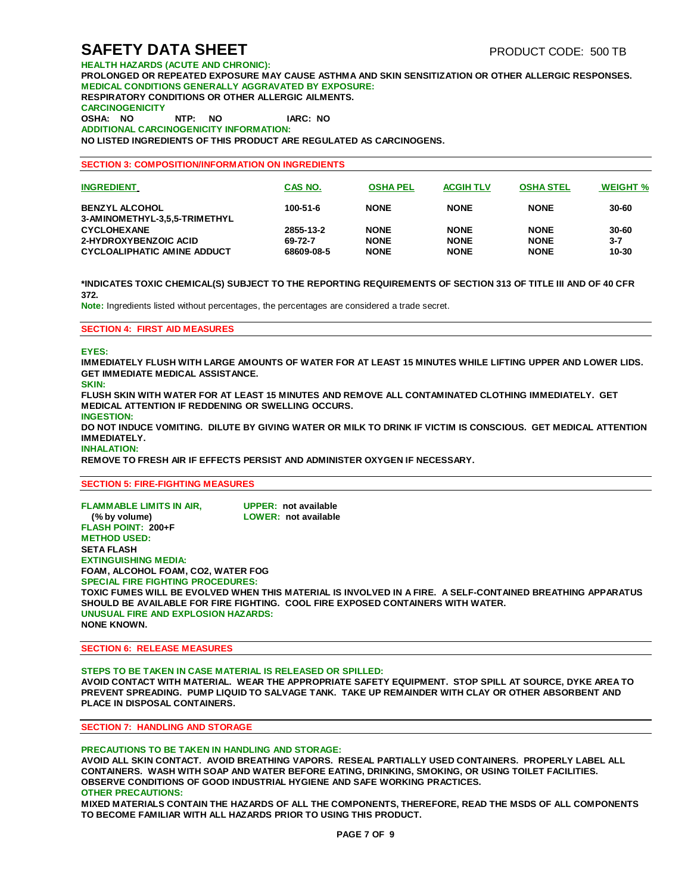# SAFETY DATA SHEET

PRODUCT CODE: 500 TB

**HEALTH HAZARDS (ACUTE AND CHRONIC):**

**PROLONGED OR REPEATED EXPOSURE MAY CAUSE ASTHMA AND SKIN SENSITIZATION OR OTHER ALLERGIC RESPONSES.**

**MEDICAL CONDITIONS GENERALLY AGGRAVATED BY EXPOSURE:**

**RESPIRATORY CONDITIONS OR OTHER ALLERGIC AILMENTS.**

**CARCINOGENICITY**

**OSHA: NO NTP: NO IARC: NO**

**ADDITIONAL CARCINOGENICITY INFORMATION:**

**NO LISTED INGREDIENTS OF THIS PRODUCT ARE REGULATED AS CARCINOGENS.**

## SECTION 3: COMPOSITION/INFORMATION ON INGREDIENTS

| INGREDIENT | CAS NO. | OSHA PEL | ACGIH TLV | OSHA STEL | WEIGHT % |
|---|---|---|---|---|---|
| BENZYL ALCOHOL | 100-51-6 | NONE | NONE | NONE | 30-60 |
| 3-AMINOMETHYL-3,5,5-TRIMETHYL CYCLOHEXANE | 2855-13-2 | NONE | NONE | NONE | 30-60 |
| 2-HYDROXYBENZOIC ACID | 69-72-7 | NONE | NONE | NONE | 3-7 |
| CYCLOALIPHATIC AMINE ADDUCT | 68609-08-5 | NONE | NONE | NONE | 10-30 |

**\*INDICATES TOXIC CHEMICAL(S) SUBJECT TO THE REPORTING REQUIREMENTS OF SECTION 313 OF TITLE III AND OF 40 CFR 372.**

**Note:** Ingredients listed without percentages, the percentages are considered a trade secret.

## SECTION 4: FIRST AID MEASURES

**EYES:**

**IMMEDIATELY FLUSH WITH LARGE AMOUNTS OF WATER FOR AT LEAST 15 MINUTES WHILE LIFTING UPPER AND LOWER LIDS. GET IMMEDIATE MEDICAL ASSISTANCE.**

**SKIN:**

**FLUSH SKIN WITH WATER FOR AT LEAST 15 MINUTES AND REMOVE ALL CONTAMINATED CLOTHING IMMEDIATELY. GET MEDICAL ATTENTION IF REDDENING OR SWELLING OCCURS.**

**INGESTION:**

**DO NOT INDUCE VOMITING. DILUTE BY GIVING WATER OR MILK TO DRINK IF VICTIM IS CONSCIOUS. GET MEDICAL ATTENTION IMMEDIATELY.**

**INHALATION:**

**REMOVE TO FRESH AIR IF EFFECTS PERSIST AND ADMINISTER OXYGEN IF NECESSARY.**

## SECTION 5: FIRE-FIGHTING MEASURES

**FLAMMABLE LIMITS IN AIR, (% by volume)** — **UPPER: not available** — **LOWER: not available**

**FLASH POINT: 200+F**

**METHOD USED:**

**SETA FLASH**

**EXTINGUISHING MEDIA:**

**FOAM, ALCOHOL FOAM, CO2, WATER FOG**

**SPECIAL FIRE FIGHTING PROCEDURES:**

**TOXIC FUMES WILL BE EVOLVED WHEN THIS MATERIAL IS INVOLVED IN A FIRE. A SELF-CONTAINED BREATHING APPARATUS SHOULD BE AVAILABLE FOR FIRE FIGHTING. COOL FIRE EXPOSED CONTAINERS WITH WATER.**

**UNUSUAL FIRE AND EXPLOSION HAZARDS:**

**NONE KNOWN.**

## SECTION 6: RELEASE MEASURES

**STEPS TO BE TAKEN IN CASE MATERIAL IS RELEASED OR SPILLED:**

**AVOID CONTACT WITH MATERIAL. WEAR THE APPROPRIATE SAFETY EQUIPMENT. STOP SPILL AT SOURCE, DYKE AREA TO PREVENT SPREADING. PUMP LIQUID TO SALVAGE TANK. TAKE UP REMAINDER WITH CLAY OR OTHER ABSORBENT AND PLACE IN DISPOSAL CONTAINERS.**

## SECTION 7: HANDLING AND STORAGE

**PRECAUTIONS TO BE TAKEN IN HANDLING AND STORAGE:**

**AVOID ALL SKIN CONTACT. AVOID BREATHING VAPORS. RESEAL PARTIALLY USED CONTAINERS. PROPERLY LABEL ALL CONTAINERS. WASH WITH SOAP AND WATER BEFORE EATING, DRINKING, SMOKING, OR USING TOILET FACILITIES. OBSERVE CONDITIONS OF GOOD INDUSTRIAL HYGIENE AND SAFE WORKING PRACTICES.**

**OTHER PRECAUTIONS:**

**MIXED MATERIALS CONTAIN THE HAZARDS OF ALL THE COMPONENTS, THEREFORE, READ THE MSDS OF ALL COMPONENTS TO BECOME FAMILIAR WITH ALL HAZARDS PRIOR TO USING THIS PRODUCT.**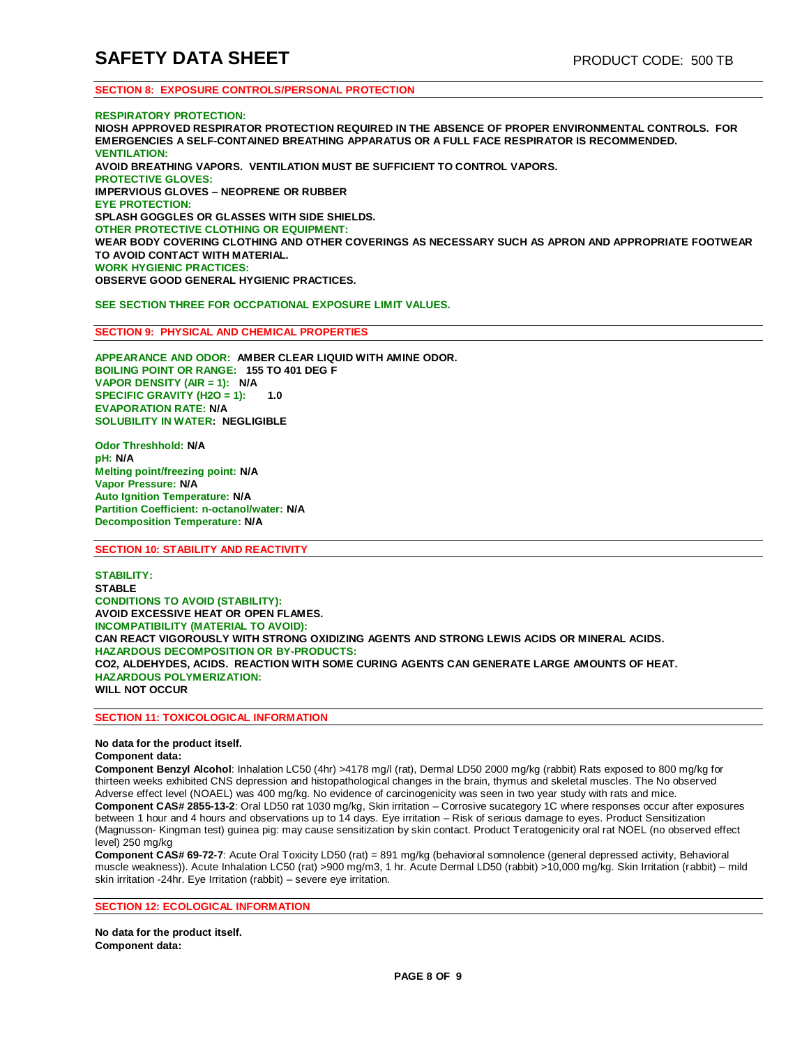## SECTION 8: EXPOSURE CONTROLS/PERSONAL PROTECTION

**RESPIRATORY PROTECTION:**
**NIOSH APPROVED RESPIRATOR PROTECTION REQUIRED IN THE ABSENCE OF PROPER ENVIRONMENTAL CONTROLS. FOR EMERGENCIES A SELF-CONTAINED BREATHING APPARATUS OR A FULL FACE RESPIRATOR IS RECOMMENDED.**
**VENTILATION:**
**AVOID BREATHING VAPORS. VENTILATION MUST BE SUFFICIENT TO CONTROL VAPORS.**
**PROTECTIVE GLOVES:**
**IMPERVIOUS GLOVES – NEOPRENE OR RUBBER**
**EYE PROTECTION:**
**SPLASH GOGGLES OR GLASSES WITH SIDE SHIELDS.**
**OTHER PROTECTIVE CLOTHING OR EQUIPMENT:**
**WEAR BODY COVERING CLOTHING AND OTHER COVERINGS AS NECESSARY SUCH AS APRON AND APPROPRIATE FOOTWEAR TO AVOID CONTACT WITH MATERIAL.**
**WORK HYGIENIC PRACTICES:**
**OBSERVE GOOD GENERAL HYGIENIC PRACTICES.**

**SEE SECTION THREE FOR OCCPATIONAL EXPOSURE LIMIT VALUES.**

## SECTION 9: PHYSICAL AND CHEMICAL PROPERTIES

**APPEARANCE AND ODOR: AMBER CLEAR LIQUID WITH AMINE ODOR.**
**BOILING POINT OR RANGE: 155 TO 401 DEG F**
**VAPOR DENSITY (AIR = 1): N/A**
**SPECIFIC GRAVITY (H2O = 1): 1.0**
**EVAPORATION RATE: N/A**
**SOLUBILITY IN WATER: NEGLIGIBLE**

**Odor Threshhold: N/A**
**pH: N/A**
**Melting point/freezing point: N/A**
**Vapor Pressure: N/A**
**Auto Ignition Temperature: N/A**
**Partition Coefficient: n-octanol/water: N/A**
**Decomposition Temperature: N/A**

## SECTION 10: STABILITY AND REACTIVITY

**STABILITY:**
**STABLE**
**CONDITIONS TO AVOID (STABILITY):**
**AVOID EXCESSIVE HEAT OR OPEN FLAMES.**
**INCOMPATIBILITY (MATERIAL TO AVOID):**
**CAN REACT VIGOROUSLY WITH STRONG OXIDIZING AGENTS AND STRONG LEWIS ACIDS OR MINERAL ACIDS.**
**HAZARDOUS DECOMPOSITION OR BY-PRODUCTS:**
**CO2, ALDEHYDES, ACIDS. REACTION WITH SOME CURING AGENTS CAN GENERATE LARGE AMOUNTS OF HEAT.**
**HAZARDOUS POLYMERIZATION:**
**WILL NOT OCCUR**

## SECTION 11: TOXICOLOGICAL INFORMATION

**No data for the product itself.**
**Component data:**
**Component Benzyl Alcohol**: Inhalation LC50 (4hr) >4178 mg/l (rat), Dermal LD50 2000 mg/kg (rabbit) Rats exposed to 800 mg/kg for thirteen weeks exhibited CNS depression and histopathological changes in the brain, thymus and skeletal muscles. The No observed Adverse effect level (NOAEL) was 400 mg/kg. No evidence of carcinogenicity was seen in two year study with rats and mice.
**Component CAS# 2855-13-2**: Oral LD50 rat 1030 mg/kg, Skin irritation – Corrosive sucategory 1C where responses occur after exposures between 1 hour and 4 hours and observations up to 14 days. Eye irritation – Risk of serious damage to eyes. Product Sensitization (Magnusson- Kingman test) guinea pig: may cause sensitization by skin contact. Product Teratogenicity oral rat NOEL (no observed effect level) 250 mg/kg
**Component CAS# 69-72-7**: Acute Oral Toxicity LD50 (rat) = 891 mg/kg (behavioral somnolence (general depressed activity, Behavioral muscle weakness)). Acute Inhalation LC50 (rat) >900 mg/m3, 1 hr. Acute Dermal LD50 (rabbit) >10,000 mg/kg. Skin Irritation (rabbit) – mild skin irritation -24hr. Eye Irritation (rabbit) – severe eye irritation.

## SECTION 12: ECOLOGICAL INFORMATION

**No data for the product itself.**
**Component data:**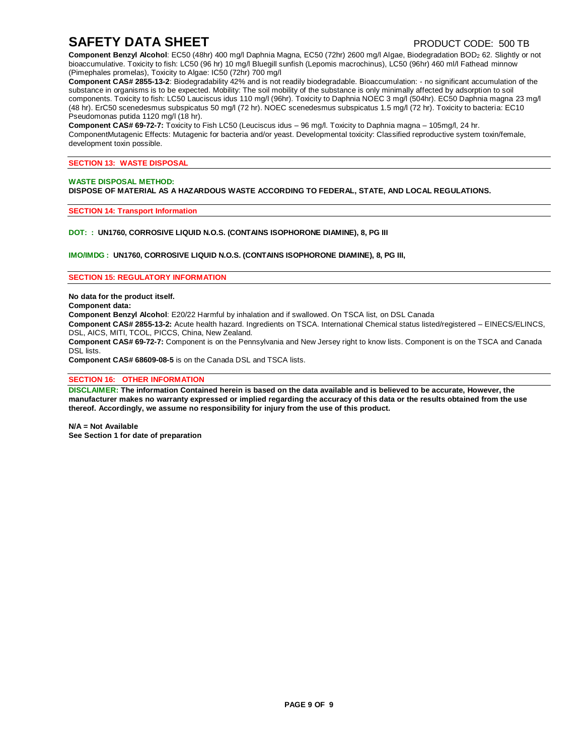**Component Benzyl Alcohol**: EC50 (48hr) 400 mg/l Daphnia Magna, EC50 (72hr) 2600 mg/l Algae, Biodegradation $BOD_2$ 62. Slightly or not bioaccumulative. Toxicity to fish: LC50 (96 hr) 10 mg/l Bluegill sunfish (Lepomis macrochinus), LC50 (96hr) 460 ml/l Fathead minnow (Pimephales promelas), Toxicity to Algae: IC50 (72hr) 700 mg/l

**Component CAS# 2855-13-2**: Biodegradability 42% and is not readily biodegradable. Bioaccumulation: - no significant accumulation of the substance in organisms is to be expected. Mobility: The soil mobility of the substance is only minimally affected by adsorption to soil components. Toxicity to fish: LC50 Lauciscus idus 110 mg/l (96hr). Toxicity to Daphnia NOEC 3 mg/l (504hr). EC50 Daphnia magna 23 mg/l (48 hr). ErC50 scenedesmus subspicatus 50 mg/l (72 hr). NOEC scenedesmus subspicatus 1.5 mg/l (72 hr). Toxicity to bacteria: EC10 Pseudomonas putida 1120 mg/l (18 hr).

**Component CAS# 69-72-7:** Toxicity to Fish LC50 (Leuciscus idus – 96 mg/l. Toxicity to Daphnia magna – 105mg/l, 24 hr. ComponentMutagenic Effects: Mutagenic for bacteria and/or yeast. Developmental toxicity: Classified reproductive system toxin/female, development toxin possible.

## SECTION 13: WASTE DISPOSAL

**WASTE DISPOSAL METHOD:**

**DISPOSE OF MATERIAL AS A HAZARDOUS WASTE ACCORDING TO FEDERAL, STATE, AND LOCAL REGULATIONS.**

## SECTION 14: Transport Information

**DOT: : UN1760, CORROSIVE LIQUID N.O.S. (CONTAINS ISOPHORONE DIAMINE), 8, PG III**

**IMO/IMDG : UN1760, CORROSIVE LIQUID N.O.S. (CONTAINS ISOPHORONE DIAMINE), 8, PG III,**

## SECTION 15: REGULATORY INFORMATION

**No data for the product itself.**

**Component data:**

**Component Benzyl Alcohol**: E20/22 Harmful by inhalation and if swallowed. On TSCA list, on DSL Canada

**Component CAS# 2855-13-2:** Acute health hazard. Ingredients on TSCA. International Chemical status listed/registered – EINECS/ELINCS, DSL, AICS, MITI, TCOL, PICCS, China, New Zealand.

**Component CAS# 69-72-7:** Component is on the Pennsylvania and New Jersey right to know lists. Component is on the TSCA and Canada DSL lists.

**Component CAS# 68609-08-5** is on the Canada DSL and TSCA lists.

## SECTION 16: OTHER INFORMATION

**DISCLAIMER: The information Contained herein is based on the data available and is believed to be accurate, However, the manufacturer makes no warranty expressed or implied regarding the accuracy of this data or the results obtained from the use thereof. Accordingly, we assume no responsibility for injury from the use of this product.**

**N/A = Not Available**

**See Section 1 for date of preparation**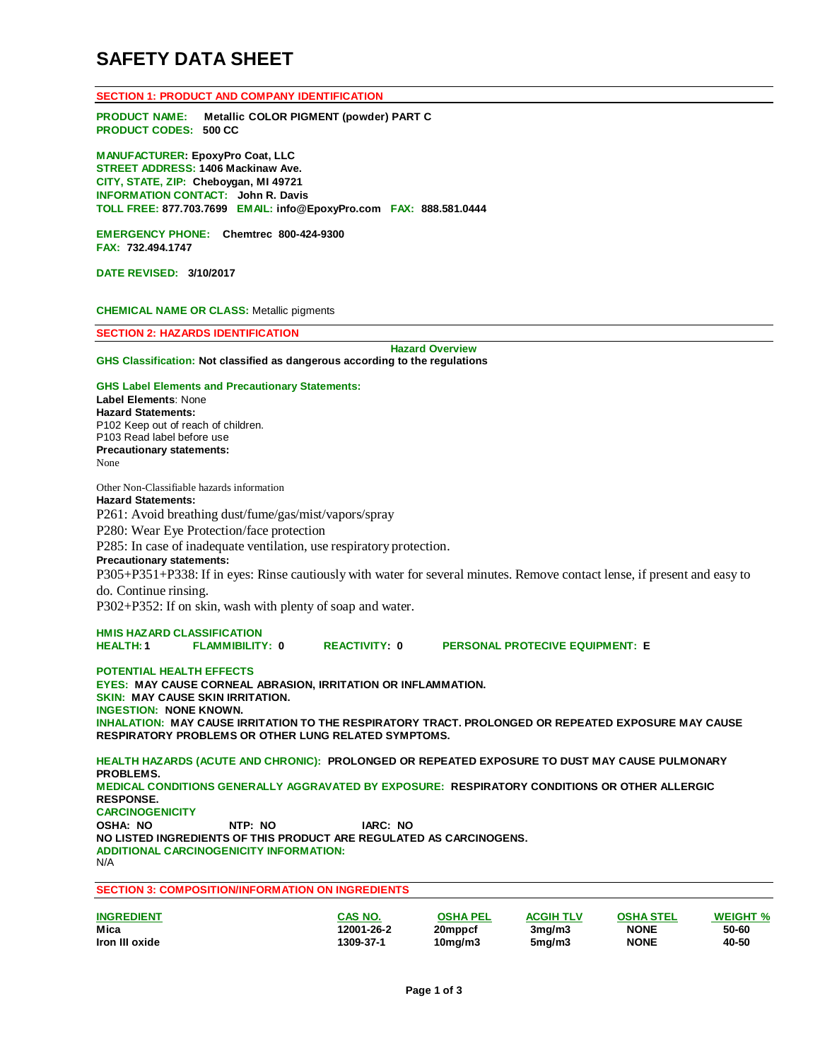# SAFETY DATA SHEET

## SECTION 1: PRODUCT AND COMPANY IDENTIFICATION

**PRODUCT NAME:** **Metallic COLOR PIGMENT (powder) PART C**
**PRODUCT CODES:** **500 CC**

**MANUFACTURER: EpoxyPro Coat, LLC**
**STREET ADDRESS: 1406 Mackinaw Ave.**
**CITY, STATE, ZIP: Cheboygan, MI 49721**
**INFORMATION CONTACT: John R. Davis**
**TOLL FREE: 877.703.7699 EMAIL: info@EpoxyPro.com FAX: 888.581.0444**

**EMERGENCY PHONE: Chemtrec 800-424-9300**
**FAX: 732.494.1747**

**DATE REVISED: 3/10/2017**

**CHEMICAL NAME OR CLASS:** Metallic pigments

## SECTION 2: HAZARDS IDENTIFICATION

**Hazard Overview**

**GHS Classification: Not classified as dangerous according to the regulations**

**GHS Label Elements and Precautionary Statements:**
**Label Elements**: None
**Hazard Statements:**
P102 Keep out of reach of children.
P103 Read label before use
**Precautionary statements:**
None

Other Non-Classifiable hazards information
**Hazard Statements:**
P261: Avoid breathing dust/fume/gas/mist/vapors/spray
P280: Wear Eye Protection/face protection
P285: In case of inadequate ventilation, use respiratory protection.
**Precautionary statements:**
P305+P351+P338: If in eyes: Rinse cautiously with water for several minutes. Remove contact lense, if present and easy to do. Continue rinsing.
P302+P352: If on skin, wash with plenty of soap and water.

**HMIS HAZARD CLASSIFICATION**
**HEALTH: 1 FLAMMIBILITY: 0 REACTIVITY: 0 PERSONAL PROTECIVE EQUIPMENT: E**

**POTENTIAL HEALTH EFFECTS**
**EYES: MAY CAUSE CORNEAL ABRASION, IRRITATION OR INFLAMMATION.**
**SKIN: MAY CAUSE SKIN IRRITATION.**
**INGESTION: NONE KNOWN.**
**INHALATION: MAY CAUSE IRRITATION TO THE RESPIRATORY TRACT. PROLONGED OR REPEATED EXPOSURE MAY CAUSE RESPIRATORY PROBLEMS OR OTHER LUNG RELATED SYMPTOMS.**

**HEALTH HAZARDS (ACUTE AND CHRONIC): PROLONGED OR REPEATED EXPOSURE TO DUST MAY CAUSE PULMONARY PROBLEMS.**
**MEDICAL CONDITIONS GENERALLY AGGRAVATED BY EXPOSURE: RESPIRATORY CONDITIONS OR OTHER ALLERGIC RESPONSE.**
**CARCINOGENICITY**
**OSHA: NO NTP: NO IARC: NO**
**NO LISTED INGREDIENTS OF THIS PRODUCT ARE REGULATED AS CARCINOGENS.**
**ADDITIONAL CARCINOGENICITY INFORMATION:**
N/A

## SECTION 3: COMPOSITION/INFORMATION ON INGREDIENTS

| INGREDIENT | CAS NO. | OSHA PEL | ACGIH TLV | OSHA STEL | WEIGHT % |
|---|---|---|---|---|---|
| Mica | 12001-26-2 | 20mppcf | 3mg/m3 | NONE | 50-60 |
| Iron III oxide | 1309-37-1 | 10mg/m3 | 5mg/m3 | NONE | 40-50 |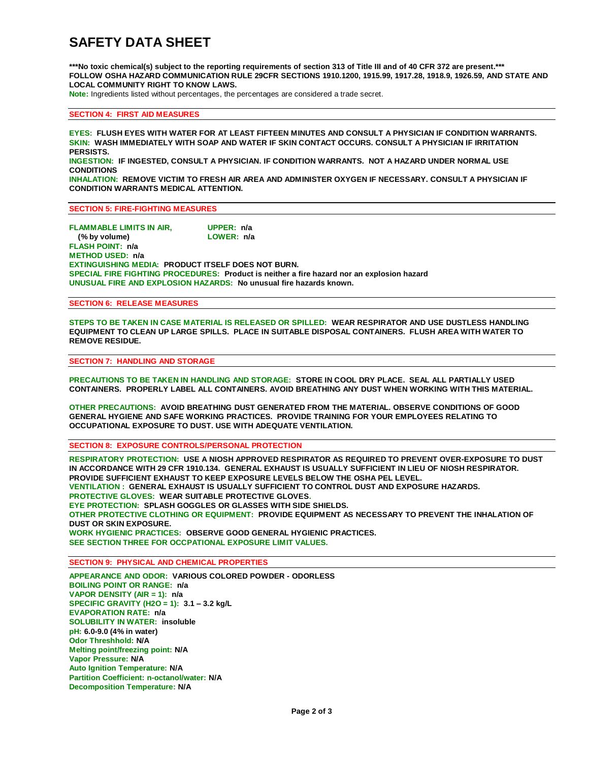# SAFETY DATA SHEET

**\*\*\*No toxic chemical(s) subject to the reporting requirements of section 313 of Title III and of 40 CFR 372 are present.\*\*\***
**FOLLOW OSHA HAZARD COMMUNICATION RULE 29CFR SECTIONS 1910.1200, 1915.99, 1917.28, 1918.9, 1926.59, AND STATE AND LOCAL COMMUNITY RIGHT TO KNOW LAWS.**
**Note:** Ingredients listed without percentages, the percentages are considered a trade secret.

## SECTION 4: FIRST AID MEASURES

**EYES:** **FLUSH EYES WITH WATER FOR AT LEAST FIFTEEN MINUTES AND CONSULT A PHYSICIAN IF CONDITION WARRANTS.**
**SKIN:** **WASH IMMEDIATELY WITH SOAP AND WATER IF SKIN CONTACT OCCURS. CONSULT A PHYSICIAN IF IRRITATION PERSISTS.**
**INGESTION:** **IF INGESTED, CONSULT A PHYSICIAN. IF CONDITION WARRANTS. NOT A HAZARD UNDER NORMAL USE CONDITIONS**
**INHALATION:** **REMOVE VICTIM TO FRESH AIR AREA AND ADMINISTER OXYGEN IF NECESSARY. CONSULT A PHYSICIAN IF CONDITION WARRANTS MEDICAL ATTENTION.**

## SECTION 5: FIRE-FIGHTING MEASURES

**FLAMMABLE LIMITS IN AIR, (% by volume)** **UPPER: n/a** **LOWER: n/a**
**FLASH POINT: n/a**
**METHOD USED: n/a**
**EXTINGUISHING MEDIA:** **PRODUCT ITSELF DOES NOT BURN.**
**SPECIAL FIRE FIGHTING PROCEDURES:** **Product is neither a fire hazard nor an explosion hazard**
**UNUSUAL FIRE AND EXPLOSION HAZARDS:** **No unusual fire hazards known.**

## SECTION 6: RELEASE MEASURES

**STEPS TO BE TAKEN IN CASE MATERIAL IS RELEASED OR SPILLED:** **WEAR RESPIRATOR AND USE DUSTLESS HANDLING EQUIPMENT TO CLEAN UP LARGE SPILLS. PLACE IN SUITABLE DISPOSAL CONTAINERS. FLUSH AREA WITH WATER TO REMOVE RESIDUE.**

## SECTION 7: HANDLING AND STORAGE

**PRECAUTIONS TO BE TAKEN IN HANDLING AND STORAGE:** **STORE IN COOL DRY PLACE. SEAL ALL PARTIALLY USED CONTAINERS. PROPERLY LABEL ALL CONTAINERS. AVOID BREATHING ANY DUST WHEN WORKING WITH THIS MATERIAL.**

**OTHER PRECAUTIONS:** **AVOID BREATHING DUST GENERATED FROM THE MATERIAL. OBSERVE CONDITIONS OF GOOD GENERAL HYGIENE AND SAFE WORKING PRACTICES. PROVIDE TRAINING FOR YOUR EMPLOYEES RELATING TO OCCUPATIONAL EXPOSURE TO DUST. USE WITH ADEQUATE VENTILATION.**

## SECTION 8: EXPOSURE CONTROLS/PERSONAL PROTECTION

**RESPIRATORY PROTECTION:** **USE A NIOSH APPROVED RESPIRATOR AS REQUIRED TO PREVENT OVER-EXPOSURE TO DUST IN ACCORDANCE WITH 29 CFR 1910.134. GENERAL EXHAUST IS USUALLY SUFFICIENT IN LIEU OF NIOSH RESPIRATOR. PROVIDE SUFFICIENT EXHAUST TO KEEP EXPOSURE LEVELS BELOW THE OSHA PEL LEVEL.**
**VENTILATION :** **GENERAL EXHAUST IS USUALLY SUFFICIENT TO CONTROL DUST AND EXPOSURE HAZARDS.**
**PROTECTIVE GLOVES:** **WEAR SUITABLE PROTECTIVE GLOVES.**
**EYE PROTECTION:** **SPLASH GOGGLES OR GLASSES WITH SIDE SHIELDS.**
**OTHER PROTECTIVE CLOTHING OR EQUIPMENT:** **PROVIDE EQUIPMENT AS NECESSARY TO PREVENT THE INHALATION OF DUST OR SKIN EXPOSURE.**
**WORK HYGIENIC PRACTICES:** **OBSERVE GOOD GENERAL HYGIENIC PRACTICES.**
**SEE SECTION THREE FOR OCCPATIONAL EXPOSURE LIMIT VALUES.**

## SECTION 9: PHYSICAL AND CHEMICAL PROPERTIES

**APPEARANCE AND ODOR:** **VARIOUS COLORED POWDER - ODORLESS**
**BOILING POINT OR RANGE: n/a**
**VAPOR DENSITY (AIR = 1): n/a**
**SPECIFIC GRAVITY (H2O = 1): 3.1 – 3.2 kg/L**
**EVAPORATION RATE: n/a**
**SOLUBILITY IN WATER: insoluble**
**pH: 6.0-9.0 (4% in water)**
**Odor Threshhold: N/A**
**Melting point/freezing point: N/A**
**Vapor Pressure: N/A**
**Auto Ignition Temperature: N/A**
**Partition Coefficient: n-octanol/water: N/A**
**Decomposition Temperature: N/A**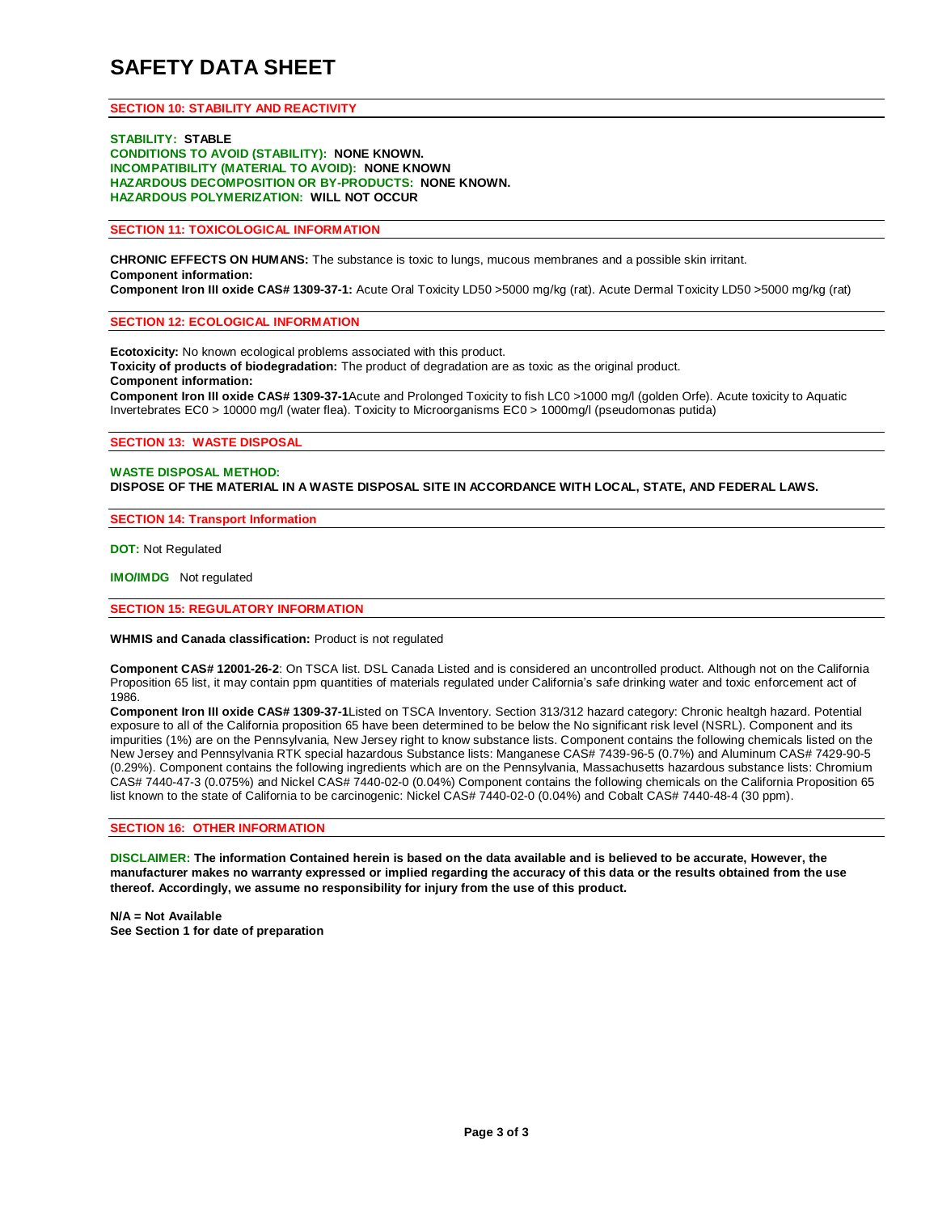# SAFETY DATA SHEET

## SECTION 10: STABILITY AND REACTIVITY

**STABILITY: STABLE**
**CONDITIONS TO AVOID (STABILITY): NONE KNOWN.**
**INCOMPATIBILITY (MATERIAL TO AVOID): NONE KNOWN**
**HAZARDOUS DECOMPOSITION OR BY-PRODUCTS: NONE KNOWN.**
**HAZARDOUS POLYMERIZATION: WILL NOT OCCUR**

## SECTION 11: TOXICOLOGICAL INFORMATION

**CHRONIC EFFECTS ON HUMANS:** The substance is toxic to lungs, mucous membranes and a possible skin irritant.
**Component information:**
**Component Iron III oxide CAS# 1309-37-1:** Acute Oral Toxicity LD50 >5000 mg/kg (rat). Acute Dermal Toxicity LD50 >5000 mg/kg (rat)

## SECTION 12: ECOLOGICAL INFORMATION

**Ecotoxicity:** No known ecological problems associated with this product.
**Toxicity of products of biodegradation:** The product of degradation are as toxic as the original product.
**Component information:**
**Component Iron III oxide CAS# 1309-37-1**Acute and Prolonged Toxicity to fish LC0 >1000 mg/l (golden Orfe). Acute toxicity to Aquatic Invertebrates EC0 > 10000 mg/l (water flea). Toxicity to Microorganisms EC0 > 1000mg/l (pseudomonas putida)

## SECTION 13: WASTE DISPOSAL

**WASTE DISPOSAL METHOD:**
**DISPOSE OF THE MATERIAL IN A WASTE DISPOSAL SITE IN ACCORDANCE WITH LOCAL, STATE, AND FEDERAL LAWS.**

## SECTION 14: Transport Information

**DOT:** Not Regulated

**IMO/IMDG** Not regulated

## SECTION 15: REGULATORY INFORMATION

**WHMIS and Canada classification:** Product is not regulated

**Component CAS# 12001-26-2**: On TSCA list. DSL Canada Listed and is considered an uncontrolled product. Although not on the California Proposition 65 list, it may contain ppm quantities of materials regulated under California's safe drinking water and toxic enforcement act of 1986.
**Component Iron III oxide CAS# 1309-37-1**Listed on TSCA Inventory. Section 313/312 hazard category: Chronic healtgh hazard. Potential exposure to all of the California proposition 65 have been determined to be below the No significant risk level (NSRL). Component and its impurities (1%) are on the Pennsylvania, New Jersey right to know substance lists. Component contains the following chemicals listed on the New Jersey and Pennsylvania RTK special hazardous Substance lists: Manganese CAS# 7439-96-5 (0.7%) and Aluminum CAS# 7429-90-5 (0.29%). Component contains the following ingredients which are on the Pennsylvania, Massachusetts hazardous substance lists: Chromium CAS# 7440-47-3 (0.075%) and Nickel CAS# 7440-02-0 (0.04%) Component contains the following chemicals on the California Proposition 65 list known to the state of California to be carcinogenic: Nickel CAS# 7440-02-0 (0.04%) and Cobalt CAS# 7440-48-4 (30 ppm).

## SECTION 16: OTHER INFORMATION

**DISCLAIMER: The information Contained herein is based on the data available and is believed to be accurate, However, the manufacturer makes no warranty expressed or implied regarding the accuracy of this data or the results obtained from the use thereof. Accordingly, we assume no responsibility for injury from the use of this product.**

**N/A = Not Available**
**See Section 1 for date of preparation**